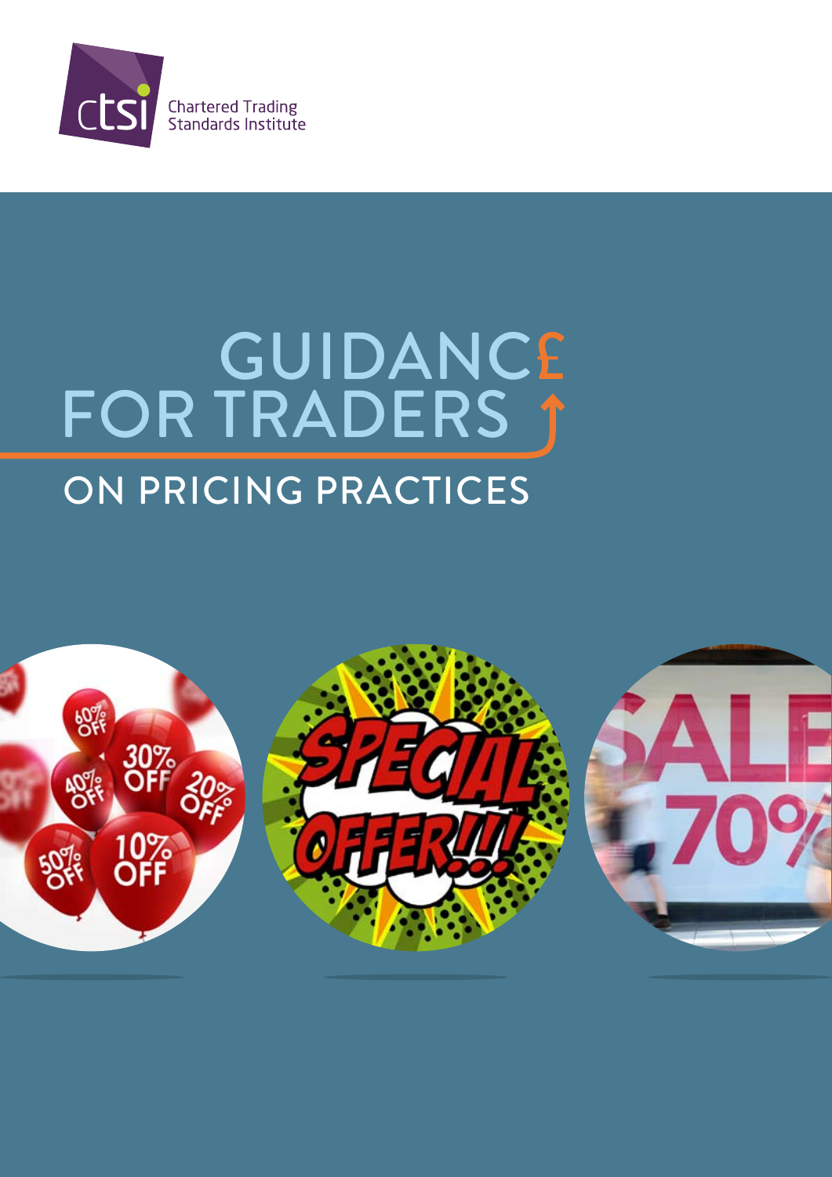Chartered Trading Standards Institute

# GUIDANCE FOR TRADERS

## ON PRICING PRACTICES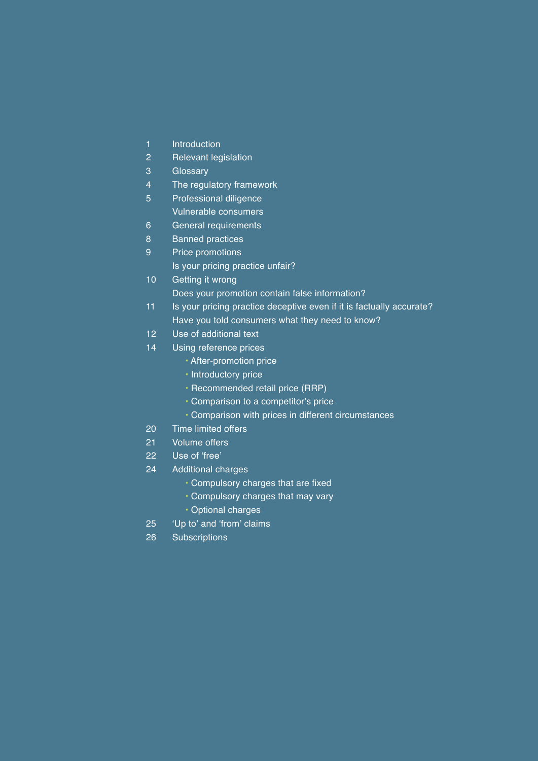| | |
|---|---|
| 1 | Introduction |
| 2 | Relevant legislation |
| 3 | Glossary |
| 4 | The regulatory framework |
| 5 | Professional diligence |
| | Vulnerable consumers |
| 6 | General requirements |
| 8 | Banned practices |
| 9 | Price promotions |
| | Is your pricing practice unfair? |
| 10 | Getting it wrong |
| | Does your promotion contain false information? |
| 11 | Is your pricing practice deceptive even if it is factually accurate? |
| | Have you told consumers what they need to know? |
| 12 | Use of additional text |
| 14 | Using reference prices |
| | • After-promotion price |
| | • Introductory price |
| | • Recommended retail price (RRP) |
| | • Comparison to a competitor's price |
| | • Comparison with prices in different circumstances |
| 20 | Time limited offers |
| 21 | Volume offers |
| 22 | Use of 'free' |
| 24 | Additional charges |
| | • Compulsory charges that are fixed |
| | • Compulsory charges that may vary |
| | • Optional charges |
| 25 | 'Up to' and 'from' claims |
| 26 | Subscriptions |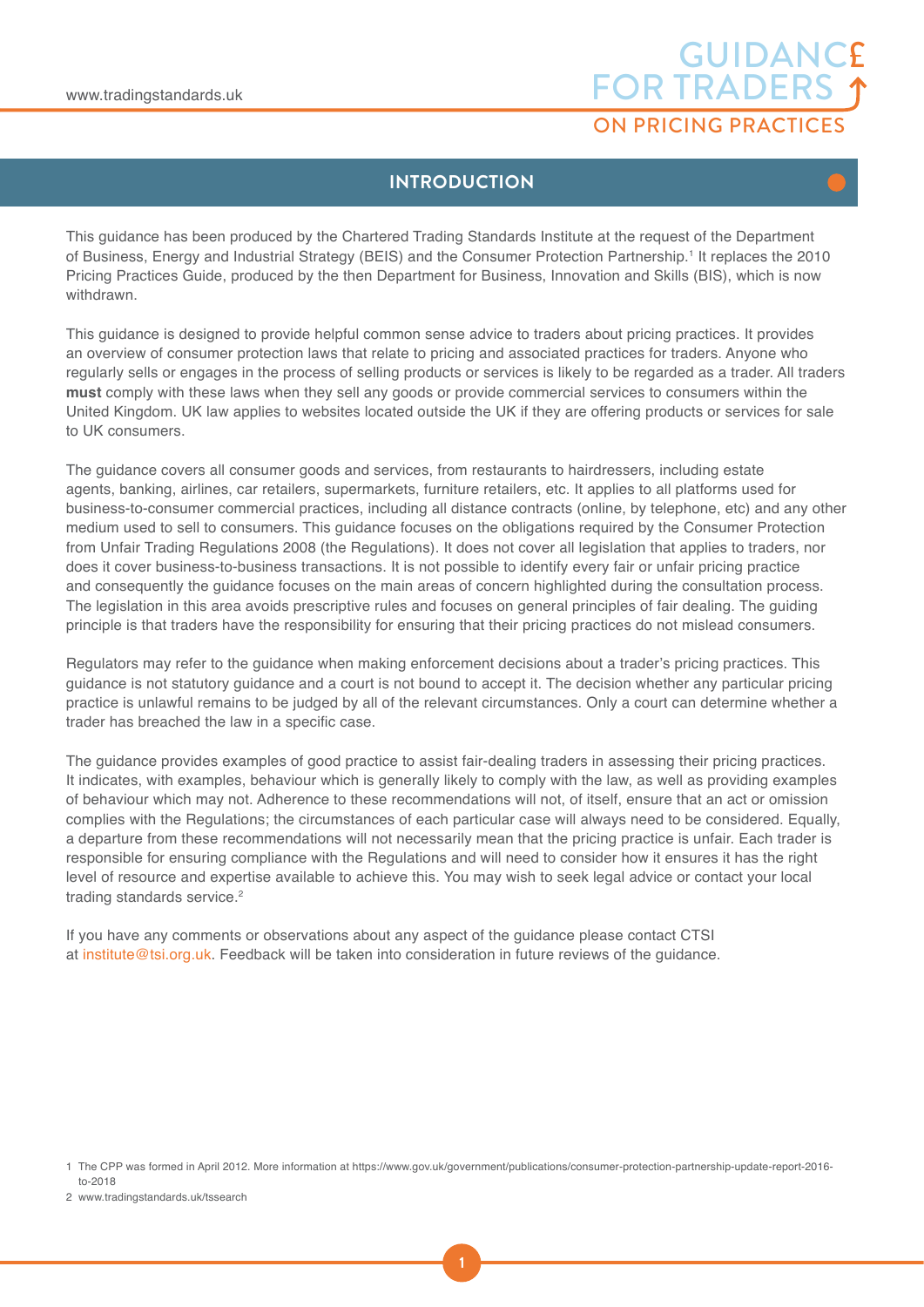## INTRODUCTION

This guidance has been produced by the Chartered Trading Standards Institute at the request of the Department of Business, Energy and Industrial Strategy (BEIS) and the Consumer Protection Partnership.[1] It replaces the 2010 Pricing Practices Guide, produced by the then Department for Business, Innovation and Skills (BIS), which is now withdrawn.

This guidance is designed to provide helpful common sense advice to traders about pricing practices. It provides an overview of consumer protection laws that relate to pricing and associated practices for traders. Anyone who regularly sells or engages in the process of selling products or services is likely to be regarded as a trader. All traders **must** comply with these laws when they sell any goods or provide commercial services to consumers within the United Kingdom. UK law applies to websites located outside the UK if they are offering products or services for sale to UK consumers.

The guidance covers all consumer goods and services, from restaurants to hairdressers, including estate agents, banking, airlines, car retailers, supermarkets, furniture retailers, etc. It applies to all platforms used for business-to-consumer commercial practices, including all distance contracts (online, by telephone, etc) and any other medium used to sell to consumers. This guidance focuses on the obligations required by the Consumer Protection from Unfair Trading Regulations 2008 (the Regulations). It does not cover all legislation that applies to traders, nor does it cover business-to-business transactions. It is not possible to identify every fair or unfair pricing practice and consequently the guidance focuses on the main areas of concern highlighted during the consultation process. The legislation in this area avoids prescriptive rules and focuses on general principles of fair dealing. The guiding principle is that traders have the responsibility for ensuring that their pricing practices do not mislead consumers.

Regulators may refer to the guidance when making enforcement decisions about a trader's pricing practices. This guidance is not statutory guidance and a court is not bound to accept it. The decision whether any particular pricing practice is unlawful remains to be judged by all of the relevant circumstances. Only a court can determine whether a trader has breached the law in a specific case.

The guidance provides examples of good practice to assist fair-dealing traders in assessing their pricing practices. It indicates, with examples, behaviour which is generally likely to comply with the law, as well as providing examples of behaviour which may not. Adherence to these recommendations will not, of itself, ensure that an act or omission complies with the Regulations; the circumstances of each particular case will always need to be considered. Equally, a departure from these recommendations will not necessarily mean that the pricing practice is unfair. Each trader is responsible for ensuring compliance with the Regulations and will need to consider how it ensures it has the right level of resource and expertise available to achieve this. You may wish to seek legal advice or contact your local trading standards service.[2]

If you have any comments or observations about any aspect of the guidance please contact CTSI at institute@tsi.org.uk. Feedback will be taken into consideration in future reviews of the guidance.

1 The CPP was formed in April 2012. More information at https://www.gov.uk/government/publications/consumer-protection-partnership-update-report-2016-to-2018

2 www.tradingstandards.uk/tssearch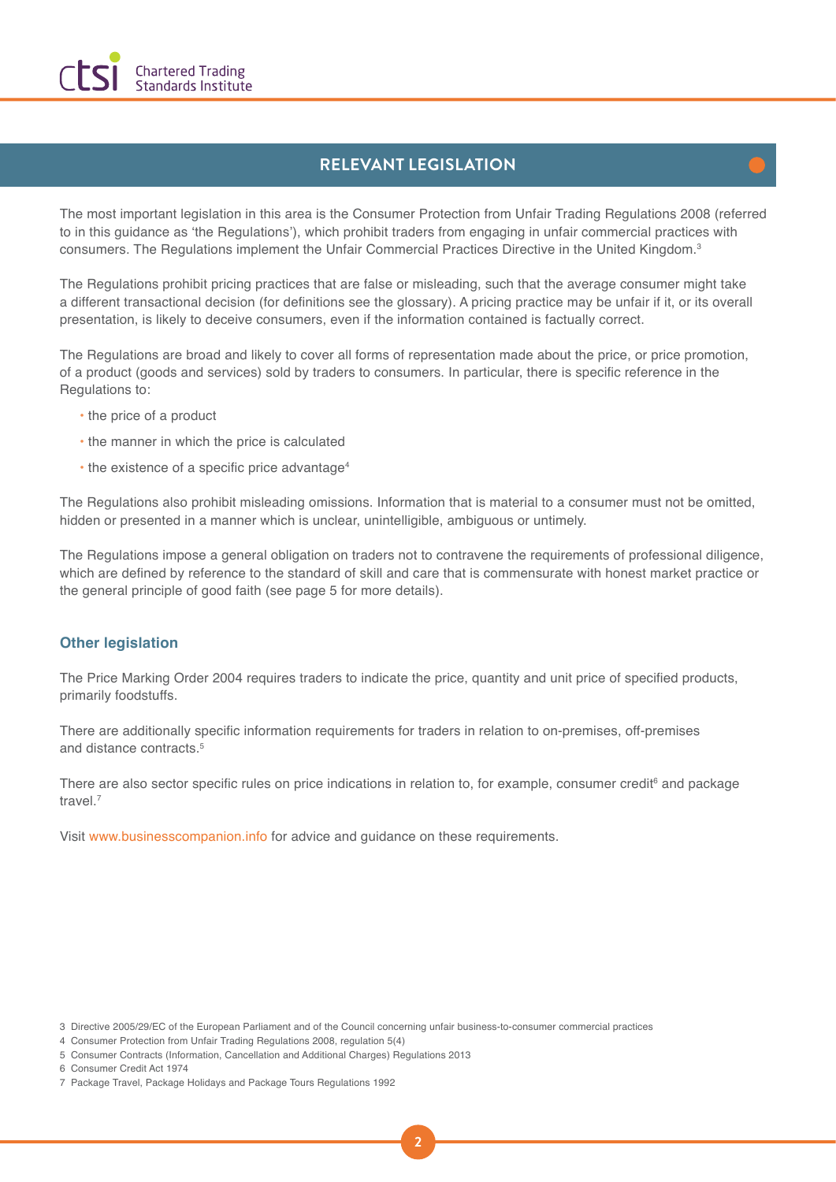## RELEVANT LEGISLATION

The most important legislation in this area is the Consumer Protection from Unfair Trading Regulations 2008 (referred to in this guidance as 'the Regulations'), which prohibit traders from engaging in unfair commercial practices with consumers. The Regulations implement the Unfair Commercial Practices Directive in the United Kingdom.[3]

The Regulations prohibit pricing practices that are false or misleading, such that the average consumer might take a different transactional decision (for definitions see the glossary). A pricing practice may be unfair if it, or its overall presentation, is likely to deceive consumers, even if the information contained is factually correct.

The Regulations are broad and likely to cover all forms of representation made about the price, or price promotion, of a product (goods and services) sold by traders to consumers. In particular, there is specific reference in the Regulations to:

- the price of a product
- the manner in which the price is calculated
- the existence of a specific price advantage[4]

The Regulations also prohibit misleading omissions. Information that is material to a consumer must not be omitted, hidden or presented in a manner which is unclear, unintelligible, ambiguous or untimely.

The Regulations impose a general obligation on traders not to contravene the requirements of professional diligence, which are defined by reference to the standard of skill and care that is commensurate with honest market practice or the general principle of good faith (see page 5 for more details).

### Other legislation

The Price Marking Order 2004 requires traders to indicate the price, quantity and unit price of specified products, primarily foodstuffs.

There are additionally specific information requirements for traders in relation to on-premises, off-premises and distance contracts.[5]

There are also sector specific rules on price indications in relation to, for example, consumer credit[6] and package travel.[7]

Visit www.businesscompanion.info for advice and guidance on these requirements.

3 Directive 2005/29/EC of the European Parliament and of the Council concerning unfair business-to-consumer commercial practices
4 Consumer Protection from Unfair Trading Regulations 2008, regulation 5(4)
5 Consumer Contracts (Information, Cancellation and Additional Charges) Regulations 2013
6 Consumer Credit Act 1974
7 Package Travel, Package Holidays and Package Tours Regulations 1992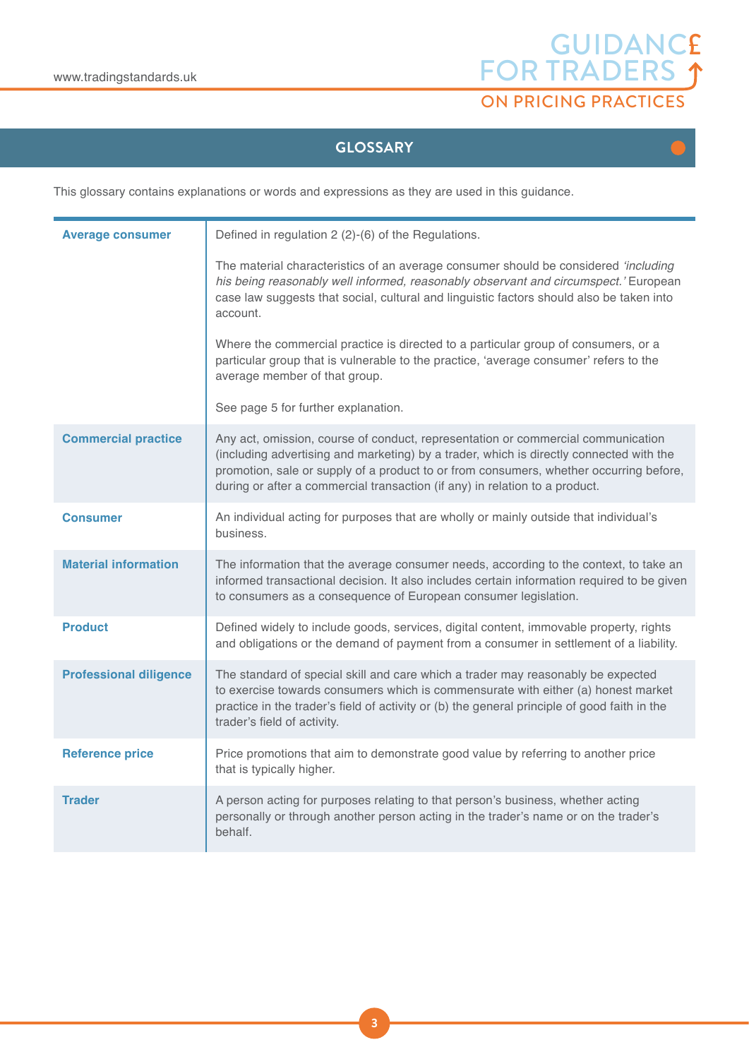## GLOSSARY

This glossary contains explanations or words and expressions as they are used in this guidance.

| | |
|---|---|
| **Average consumer** | Defined in regulation 2 (2)-(6) of the Regulations.<br><br>The material characteristics of an average consumer should be considered *'including his being reasonably well informed, reasonably observant and circumspect.'* European case law suggests that social, cultural and linguistic factors should also be taken into account.<br><br>Where the commercial practice is directed to a particular group of consumers, or a particular group that is vulnerable to the practice, 'average consumer' refers to the average member of that group.<br><br>See page 5 for further explanation. |
| **Commercial practice** | Any act, omission, course of conduct, representation or commercial communication (including advertising and marketing) by a trader, which is directly connected with the promotion, sale or supply of a product to or from consumers, whether occurring before, during or after a commercial transaction (if any) in relation to a product. |
| **Consumer** | An individual acting for purposes that are wholly or mainly outside that individual's business. |
| **Material information** | The information that the average consumer needs, according to the context, to take an informed transactional decision. It also includes certain information required to be given to consumers as a consequence of European consumer legislation. |
| **Product** | Defined widely to include goods, services, digital content, immovable property, rights and obligations or the demand of payment from a consumer in settlement of a liability. |
| **Professional diligence** | The standard of special skill and care which a trader may reasonably be expected to exercise towards consumers which is commensurate with either (a) honest market practice in the trader's field of activity or (b) the general principle of good faith in the trader's field of activity. |
| **Reference price** | Price promotions that aim to demonstrate good value by referring to another price that is typically higher. |
| **Trader** | A person acting for purposes relating to that person's business, whether acting personally or through another person acting in the trader's name or on the trader's behalf. |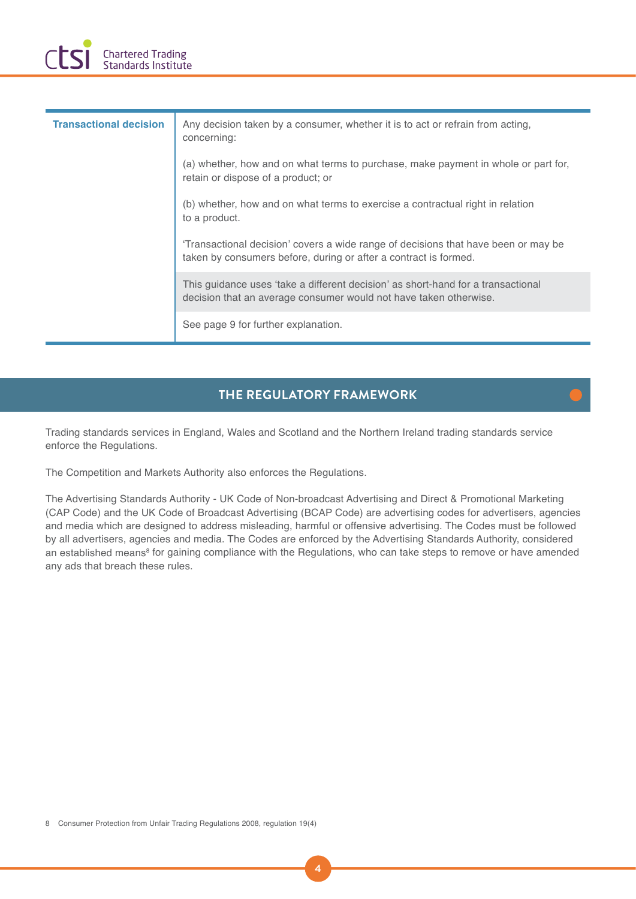| | |
|---|---|
| **Transactional decision** | Any decision taken by a consumer, whether it is to act or refrain from acting, concerning:<br><br>(a) whether, how and on what terms to purchase, make payment in whole or part for, retain or dispose of a product; or<br><br>(b) whether, how and on what terms to exercise a contractual right in relation to a product.<br><br>'Transactional decision' covers a wide range of decisions that have been or may be taken by consumers before, during or after a contract is formed.<br><br>This guidance uses 'take a different decision' as short-hand for a transactional decision that an average consumer would not have taken otherwise.<br><br>See page 9 for further explanation. |

## THE REGULATORY FRAMEWORK

Trading standards services in England, Wales and Scotland and the Northern Ireland trading standards service enforce the Regulations.

The Competition and Markets Authority also enforces the Regulations.

The Advertising Standards Authority - UK Code of Non-broadcast Advertising and Direct & Promotional Marketing (CAP Code) and the UK Code of Broadcast Advertising (BCAP Code) are advertising codes for advertisers, agencies and media which are designed to address misleading, harmful or offensive advertising. The Codes must be followed by all advertisers, agencies and media. The Codes are enforced by the Advertising Standards Authority, considered an established means[8] for gaining compliance with the Regulations, who can take steps to remove or have amended any ads that breach these rules.

8 Consumer Protection from Unfair Trading Regulations 2008, regulation 19(4)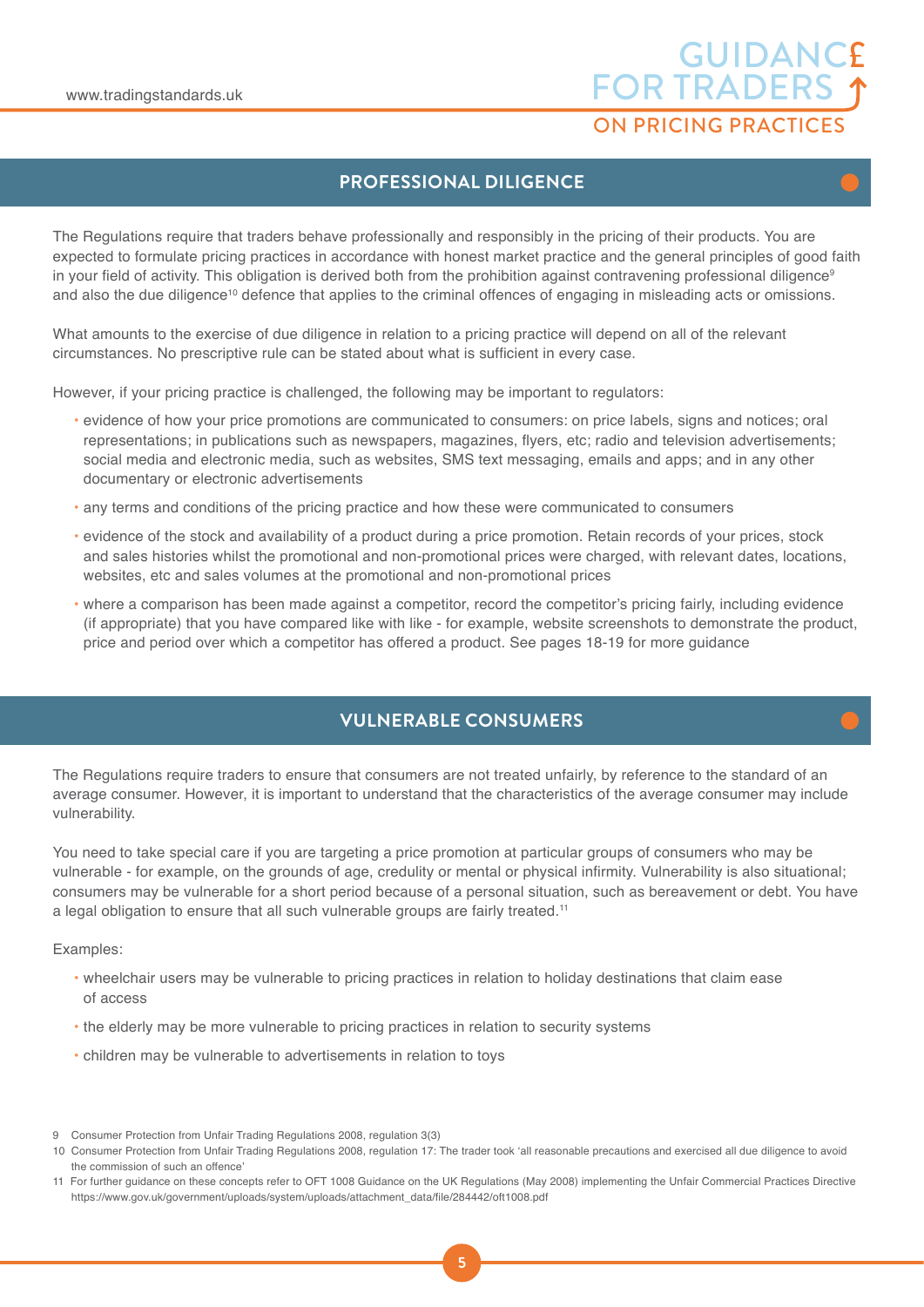## PROFESSIONAL DILIGENCE

The Regulations require that traders behave professionally and responsibly in the pricing of their products. You are expected to formulate pricing practices in accordance with honest market practice and the general principles of good faith in your field of activity. This obligation is derived both from the prohibition against contravening professional diligence[9] and also the due diligence[10] defence that applies to the criminal offences of engaging in misleading acts or omissions.

What amounts to the exercise of due diligence in relation to a pricing practice will depend on all of the relevant circumstances. No prescriptive rule can be stated about what is sufficient in every case.

However, if your pricing practice is challenged, the following may be important to regulators:

- evidence of how your price promotions are communicated to consumers: on price labels, signs and notices; oral representations; in publications such as newspapers, magazines, flyers, etc; radio and television advertisements; social media and electronic media, such as websites, SMS text messaging, emails and apps; and in any other documentary or electronic advertisements
- any terms and conditions of the pricing practice and how these were communicated to consumers
- evidence of the stock and availability of a product during a price promotion. Retain records of your prices, stock and sales histories whilst the promotional and non-promotional prices were charged, with relevant dates, locations, websites, etc and sales volumes at the promotional and non-promotional prices
- where a comparison has been made against a competitor, record the competitor's pricing fairly, including evidence (if appropriate) that you have compared like with like - for example, website screenshots to demonstrate the product, price and period over which a competitor has offered a product. See pages 18-19 for more guidance

## VULNERABLE CONSUMERS

The Regulations require traders to ensure that consumers are not treated unfairly, by reference to the standard of an average consumer. However, it is important to understand that the characteristics of the average consumer may include vulnerability.

You need to take special care if you are targeting a price promotion at particular groups of consumers who may be vulnerable - for example, on the grounds of age, credulity or mental or physical infirmity. Vulnerability is also situational; consumers may be vulnerable for a short period because of a personal situation, such as bereavement or debt. You have a legal obligation to ensure that all such vulnerable groups are fairly treated.[11]

Examples:

- wheelchair users may be vulnerable to pricing practices in relation to holiday destinations that claim ease of access
- the elderly may be more vulnerable to pricing practices in relation to security systems
- children may be vulnerable to advertisements in relation to toys

9 Consumer Protection from Unfair Trading Regulations 2008, regulation 3(3)

10 Consumer Protection from Unfair Trading Regulations 2008, regulation 17: The trader took 'all reasonable precautions and exercised all due diligence to avoid the commission of such an offence'

11 For further guidance on these concepts refer to OFT 1008 Guidance on the UK Regulations (May 2008) implementing the Unfair Commercial Practices Directive https://www.gov.uk/government/uploads/system/uploads/attachment_data/file/284442/oft1008.pdf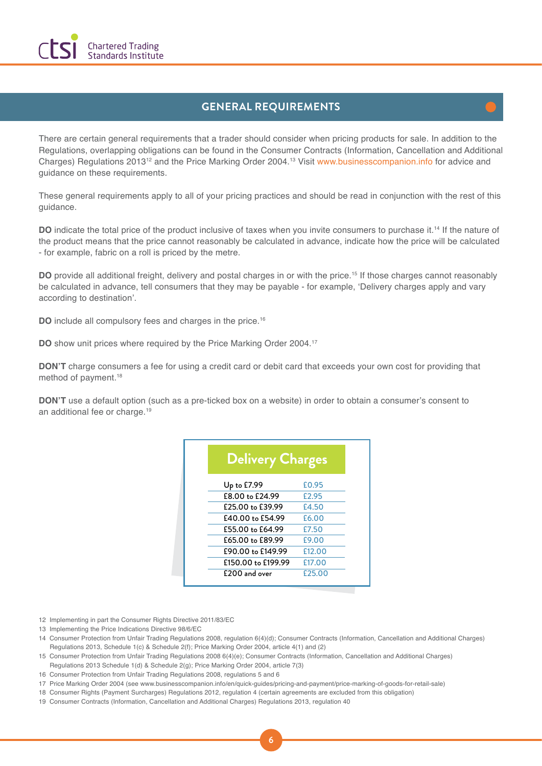## GENERAL REQUIREMENTS

There are certain general requirements that a trader should consider when pricing products for sale. In addition to the Regulations, overlapping obligations can be found in the Consumer Contracts (Information, Cancellation and Additional Charges) Regulations 2013[12] and the Price Marking Order 2004.[13] Visit www.businesscompanion.info for advice and guidance on these requirements.

These general requirements apply to all of your pricing practices and should be read in conjunction with the rest of this guidance.

**DO** indicate the total price of the product inclusive of taxes when you invite consumers to purchase it.[14] If the nature of the product means that the price cannot reasonably be calculated in advance, indicate how the price will be calculated - for example, fabric on a roll is priced by the metre.

**DO** provide all additional freight, delivery and postal charges in or with the price.[15] If those charges cannot reasonably be calculated in advance, tell consumers that they may be payable - for example, 'Delivery charges apply and vary according to destination'.

**DO** include all compulsory fees and charges in the price.[16]

**DO** show unit prices where required by the Price Marking Order 2004.[17]

**DON'T** charge consumers a fee for using a credit card or debit card that exceeds your own cost for providing that method of payment.[18]

**DON'T** use a default option (such as a pre-ticked box on a website) in order to obtain a consumer's consent to an additional fee or charge.[19]

| Delivery Charges | |
|---|---|
| Up to £7.99 | £0.95 |
| £8.00 to £24.99 | £2.95 |
| £25.00 to £39.99 | £4.50 |
| £40.00 to £54.99 | £6.00 |
| £55.00 to £64.99 | £7.50 |
| £65.00 to £89.99 | £9.00 |
| £90.00 to £149.99 | £12.00 |
| £150.00 to £199.99 | £17.00 |
| £200 and over | £25.00 |

12 Implementing in part the Consumer Rights Directive 2011/83/EC

13 Implementing the Price Indications Directive 98/6/EC

14 Consumer Protection from Unfair Trading Regulations 2008, regulation 6(4)(d); Consumer Contracts (Information, Cancellation and Additional Charges) Regulations 2013, Schedule 1(c) & Schedule 2(f); Price Marking Order 2004, article 4(1) and (2)

15 Consumer Protection from Unfair Trading Regulations 2008 6(4)(e); Consumer Contracts (Information, Cancellation and Additional Charges) Regulations 2013 Schedule 1(d) & Schedule 2(g); Price Marking Order 2004, article 7(3)

16 Consumer Protection from Unfair Trading Regulations 2008, regulations 5 and 6

17 Price Marking Order 2004 (see www.businesscompanion.info/en/quick-guides/pricing-and-payment/price-marking-of-goods-for-retail-sale)

18 Consumer Rights (Payment Surcharges) Regulations 2012, regulation 4 (certain agreements are excluded from this obligation)

19 Consumer Contracts (Information, Cancellation and Additional Charges) Regulations 2013, regulation 40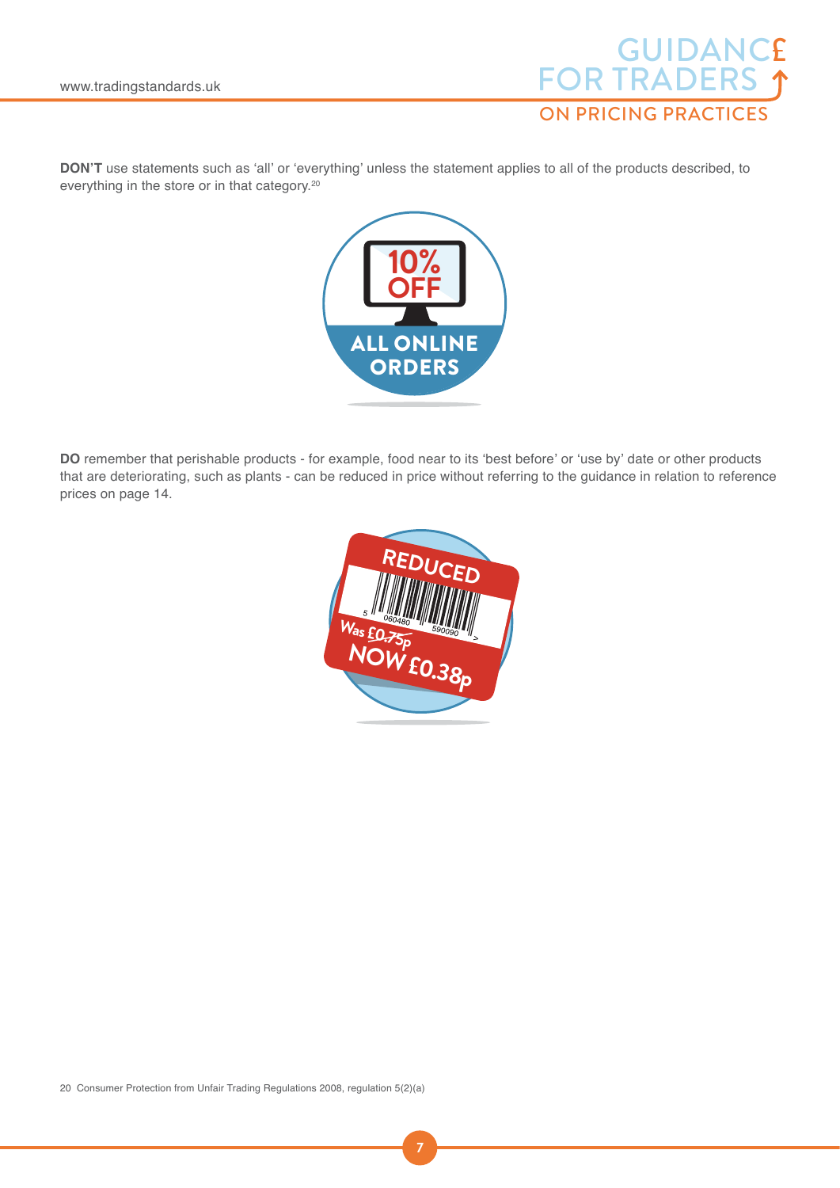**DON'T** use statements such as 'all' or 'everything' unless the statement applies to all of the products described, to everything in the store or in that category.[20]

10% OFF ALL ONLINE ORDERS

**DO** remember that perishable products - for example, food near to its 'best before' or 'use by' date or other products that are deteriorating, such as plants - can be reduced in price without referring to the guidance in relation to reference prices on page 14.

REDUCED Was £0.75p NOW £0.38p

20 Consumer Protection from Unfair Trading Regulations 2008, regulation 5(2)(a)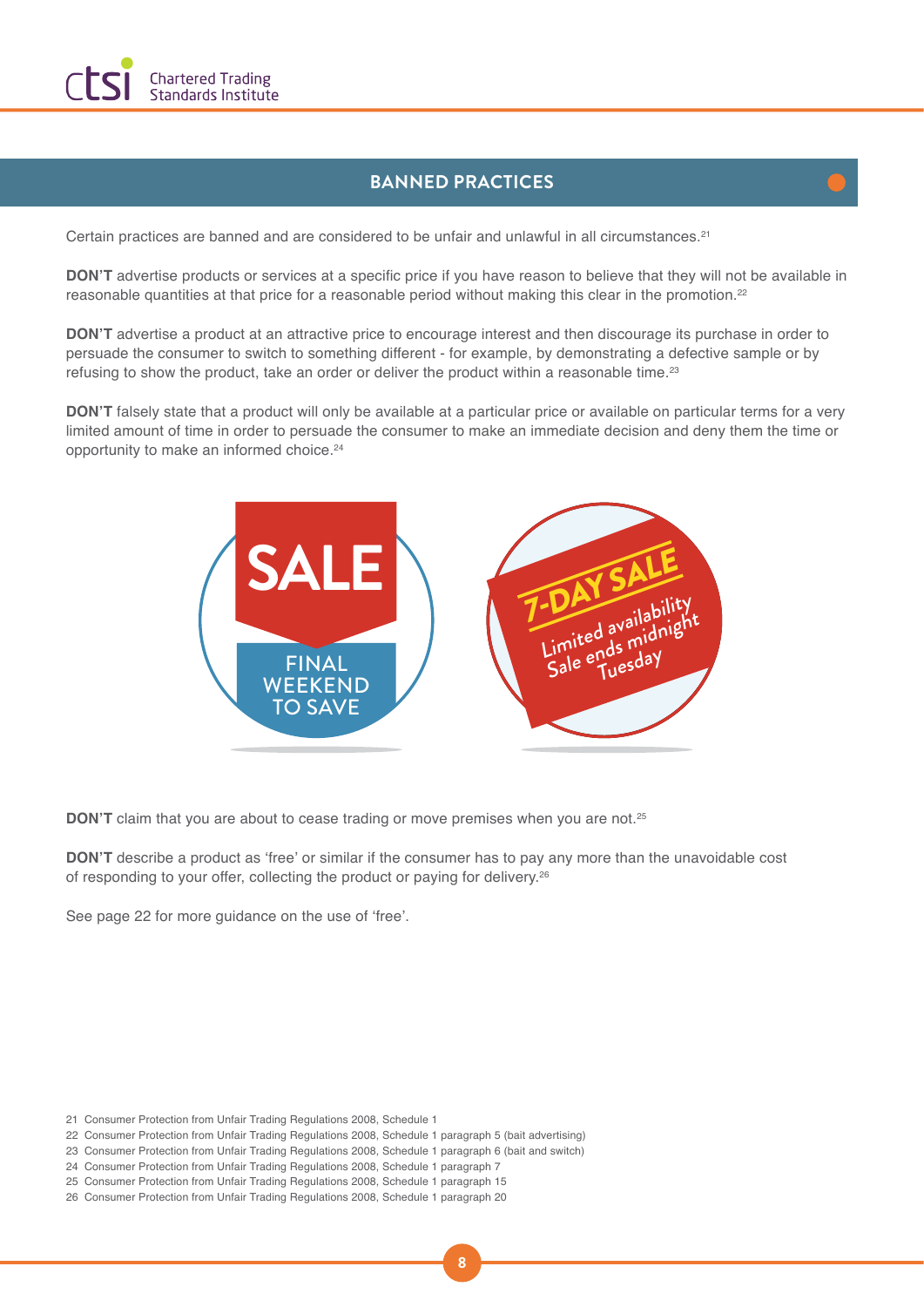## BANNED PRACTICES

Certain practices are banned and are considered to be unfair and unlawful in all circumstances.[21]

**DON'T** advertise products or services at a specific price if you have reason to believe that they will not be available in reasonable quantities at that price for a reasonable period without making this clear in the promotion.[22]

**DON'T** advertise a product at an attractive price to encourage interest and then discourage its purchase in order to persuade the consumer to switch to something different - for example, by demonstrating a defective sample or by refusing to show the product, take an order or deliver the product within a reasonable time.[23]

**DON'T** falsely state that a product will only be available at a particular price or available on particular terms for a very limited amount of time in order to persuade the consumer to make an immediate decision and deny them the time or opportunity to make an informed choice.[24]

SALE
FINAL WEEKEND TO SAVE

7-DAY SALE
Limited availability
Sale ends midnight Tuesday

**DON'T** claim that you are about to cease trading or move premises when you are not.[25]

**DON'T** describe a product as 'free' or similar if the consumer has to pay any more than the unavoidable cost of responding to your offer, collecting the product or paying for delivery.[26]

See page 22 for more guidance on the use of 'free'.

21 Consumer Protection from Unfair Trading Regulations 2008, Schedule 1
22 Consumer Protection from Unfair Trading Regulations 2008, Schedule 1 paragraph 5 (bait advertising)
23 Consumer Protection from Unfair Trading Regulations 2008, Schedule 1 paragraph 6 (bait and switch)
24 Consumer Protection from Unfair Trading Regulations 2008, Schedule 1 paragraph 7
25 Consumer Protection from Unfair Trading Regulations 2008, Schedule 1 paragraph 15
26 Consumer Protection from Unfair Trading Regulations 2008, Schedule 1 paragraph 20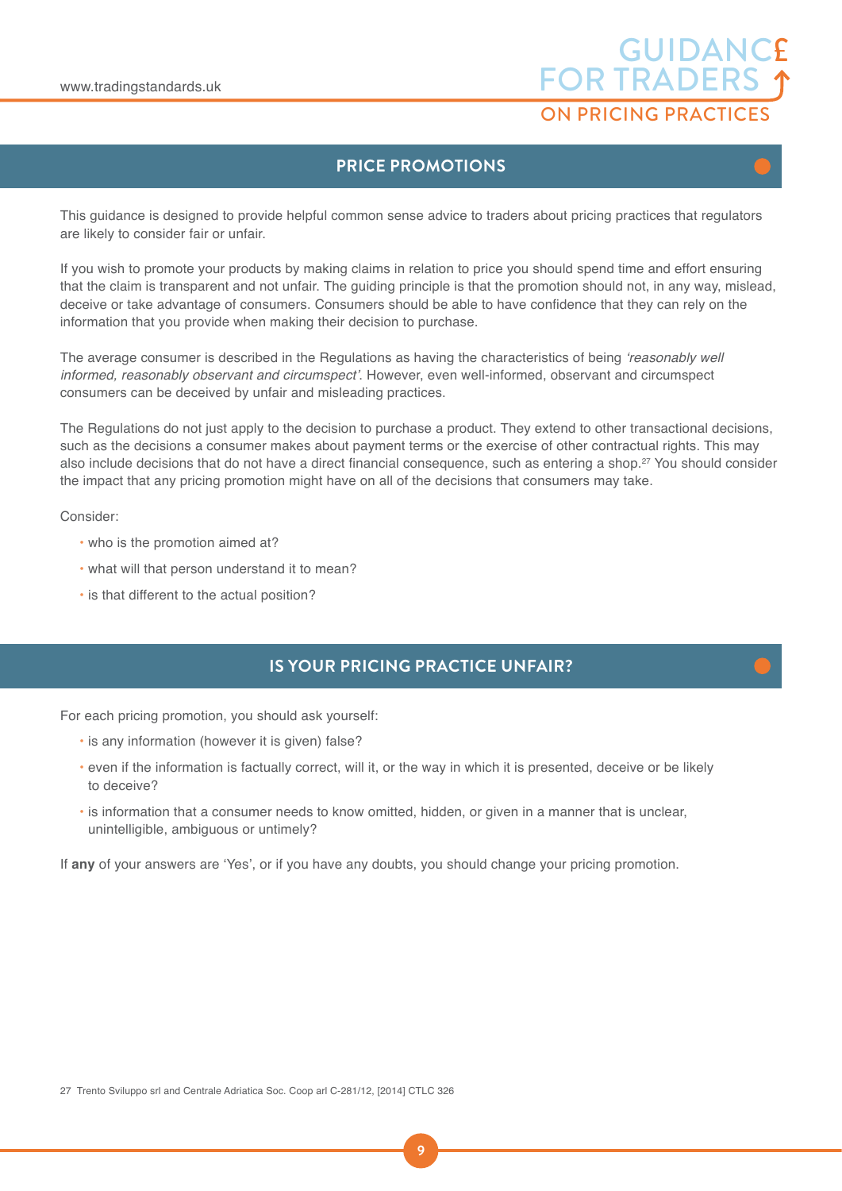## PRICE PROMOTIONS

This guidance is designed to provide helpful common sense advice to traders about pricing practices that regulators are likely to consider fair or unfair.

If you wish to promote your products by making claims in relation to price you should spend time and effort ensuring that the claim is transparent and not unfair. The guiding principle is that the promotion should not, in any way, mislead, deceive or take advantage of consumers. Consumers should be able to have confidence that they can rely on the information that you provide when making their decision to purchase.

The average consumer is described in the Regulations as having the characteristics of being *'reasonably well informed, reasonably observant and circumspect'*. However, even well-informed, observant and circumspect consumers can be deceived by unfair and misleading practices.

The Regulations do not just apply to the decision to purchase a product. They extend to other transactional decisions, such as the decisions a consumer makes about payment terms or the exercise of other contractual rights. This may also include decisions that do not have a direct financial consequence, such as entering a shop.[27] You should consider the impact that any pricing promotion might have on all of the decisions that consumers may take.

Consider:

- who is the promotion aimed at?
- what will that person understand it to mean?
- is that different to the actual position?

## IS YOUR PRICING PRACTICE UNFAIR?

For each pricing promotion, you should ask yourself:

- is any information (however it is given) false?
- even if the information is factually correct, will it, or the way in which it is presented, deceive or be likely to deceive?
- is information that a consumer needs to know omitted, hidden, or given in a manner that is unclear, unintelligible, ambiguous or untimely?

If **any** of your answers are 'Yes', or if you have any doubts, you should change your pricing promotion.

27 Trento Sviluppo srl and Centrale Adriatica Soc. Coop arl C-281/12, [2014] CTLC 326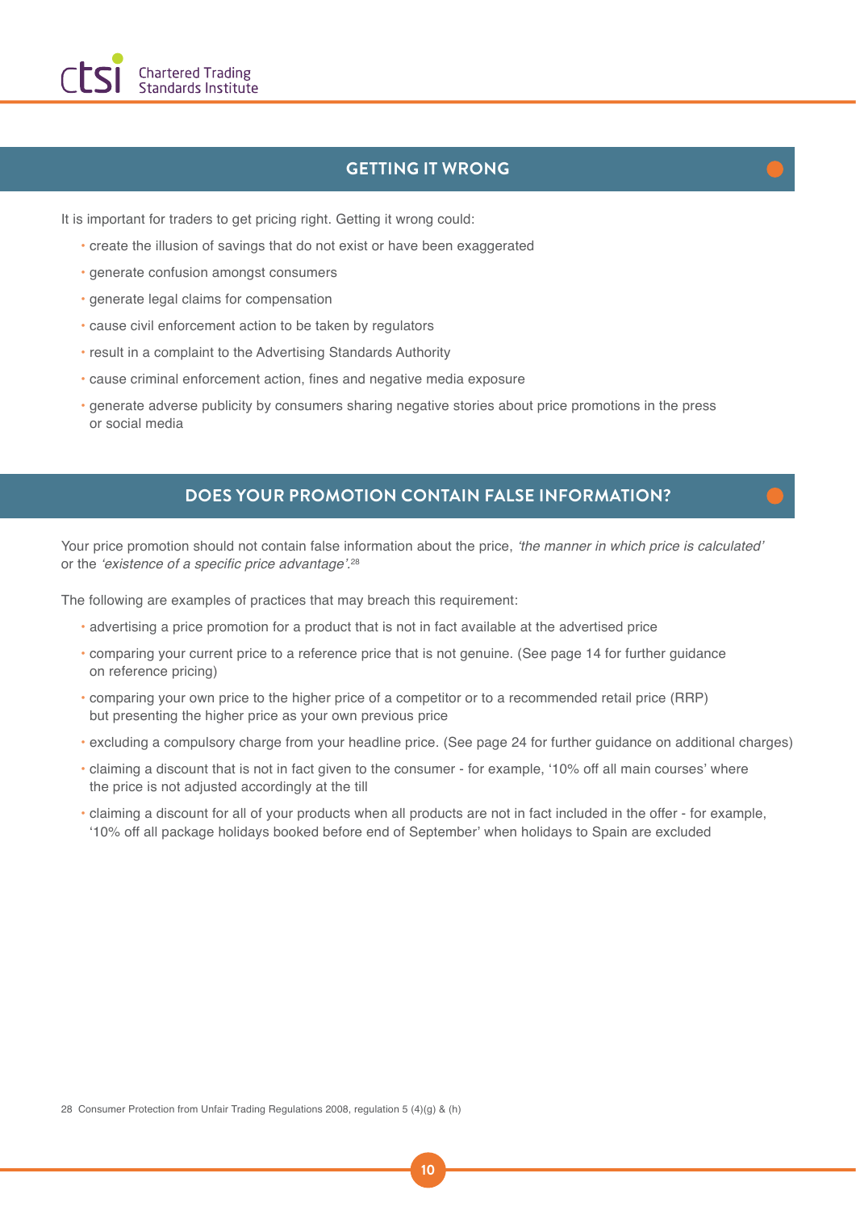## GETTING IT WRONG

It is important for traders to get pricing right. Getting it wrong could:

- create the illusion of savings that do not exist or have been exaggerated
- generate confusion amongst consumers
- generate legal claims for compensation
- cause civil enforcement action to be taken by regulators
- result in a complaint to the Advertising Standards Authority
- cause criminal enforcement action, fines and negative media exposure
- generate adverse publicity by consumers sharing negative stories about price promotions in the press or social media

## DOES YOUR PROMOTION CONTAIN FALSE INFORMATION?

Your price promotion should not contain false information about the price, *'the manner in which price is calculated'* or the *'existence of a specific price advantage'*.[28]

The following are examples of practices that may breach this requirement:

- advertising a price promotion for a product that is not in fact available at the advertised price
- comparing your current price to a reference price that is not genuine. (See page 14 for further guidance on reference pricing)
- comparing your own price to the higher price of a competitor or to a recommended retail price (RRP) but presenting the higher price as your own previous price
- excluding a compulsory charge from your headline price. (See page 24 for further guidance on additional charges)
- claiming a discount that is not in fact given to the consumer - for example, '10% off all main courses' where the price is not adjusted accordingly at the till
- claiming a discount for all of your products when all products are not in fact included in the offer - for example, '10% off all package holidays booked before end of September' when holidays to Spain are excluded

28 Consumer Protection from Unfair Trading Regulations 2008, regulation 5 (4)(g) & (h)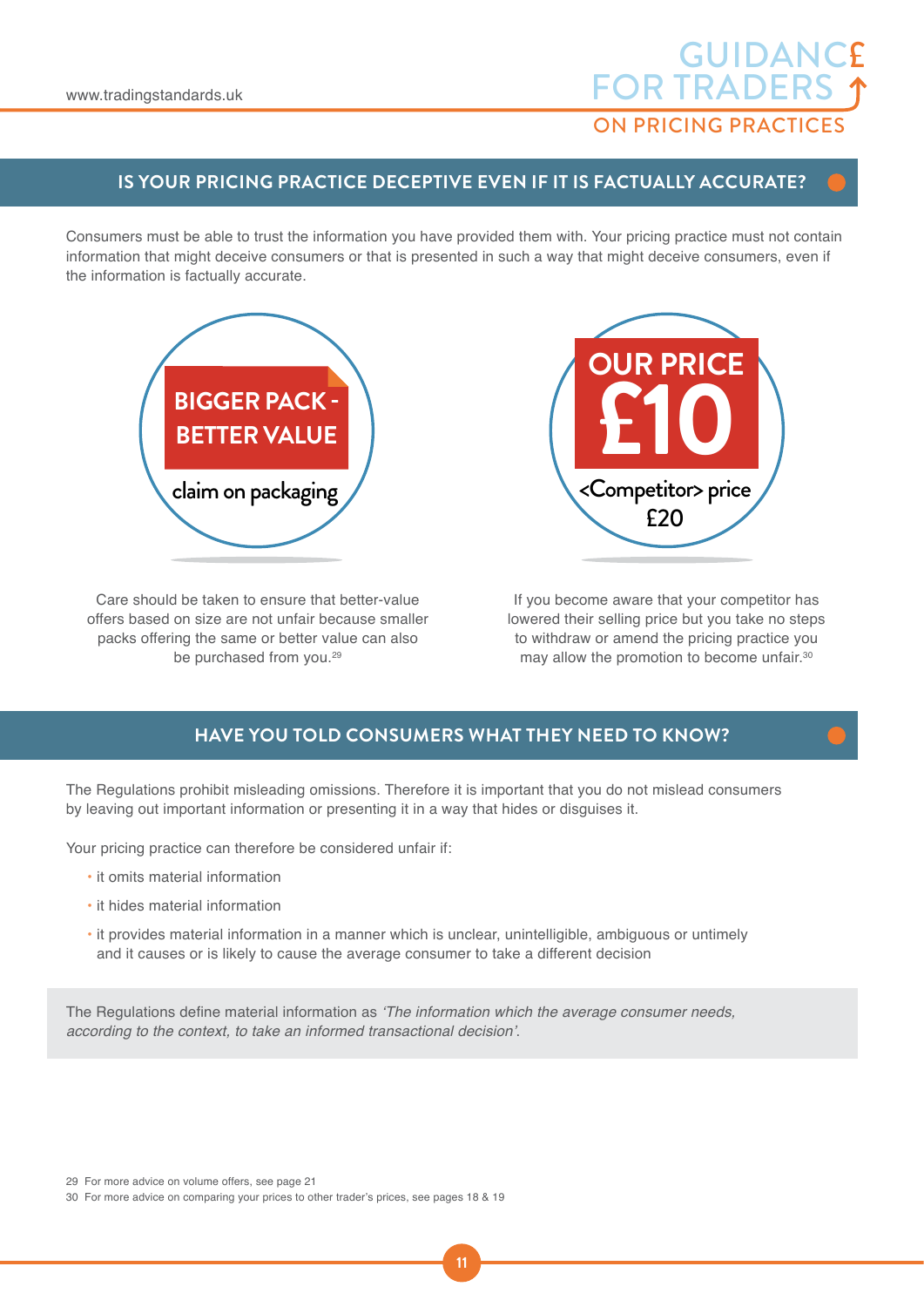## IS YOUR PRICING PRACTICE DECEPTIVE EVEN IF IT IS FACTUALLY ACCURATE?

Consumers must be able to trust the information you have provided them with. Your pricing practice must not contain information that might deceive consumers or that is presented in such a way that might deceive consumers, even if the information is factually accurate.

**BIGGER PACK - BETTER VALUE**

claim on packaging

Care should be taken to ensure that better-value offers based on size are not unfair because smaller packs offering the same or better value can also be purchased from you.[29]

**OUR PRICE £10**

<Competitor> price £20

If you become aware that your competitor has lowered their selling price but you take no steps to withdraw or amend the pricing practice you may allow the promotion to become unfair.[30]

## HAVE YOU TOLD CONSUMERS WHAT THEY NEED TO KNOW?

The Regulations prohibit misleading omissions. Therefore it is important that you do not mislead consumers by leaving out important information or presenting it in a way that hides or disguises it.

Your pricing practice can therefore be considered unfair if:

- it omits material information
- it hides material information
- it provides material information in a manner which is unclear, unintelligible, ambiguous or untimely and it causes or is likely to cause the average consumer to take a different decision

The Regulations define material information as *'The information which the average consumer needs, according to the context, to take an informed transactional decision'.*

29 For more advice on volume offers, see page 21

30 For more advice on comparing your prices to other trader's prices, see pages 18 & 19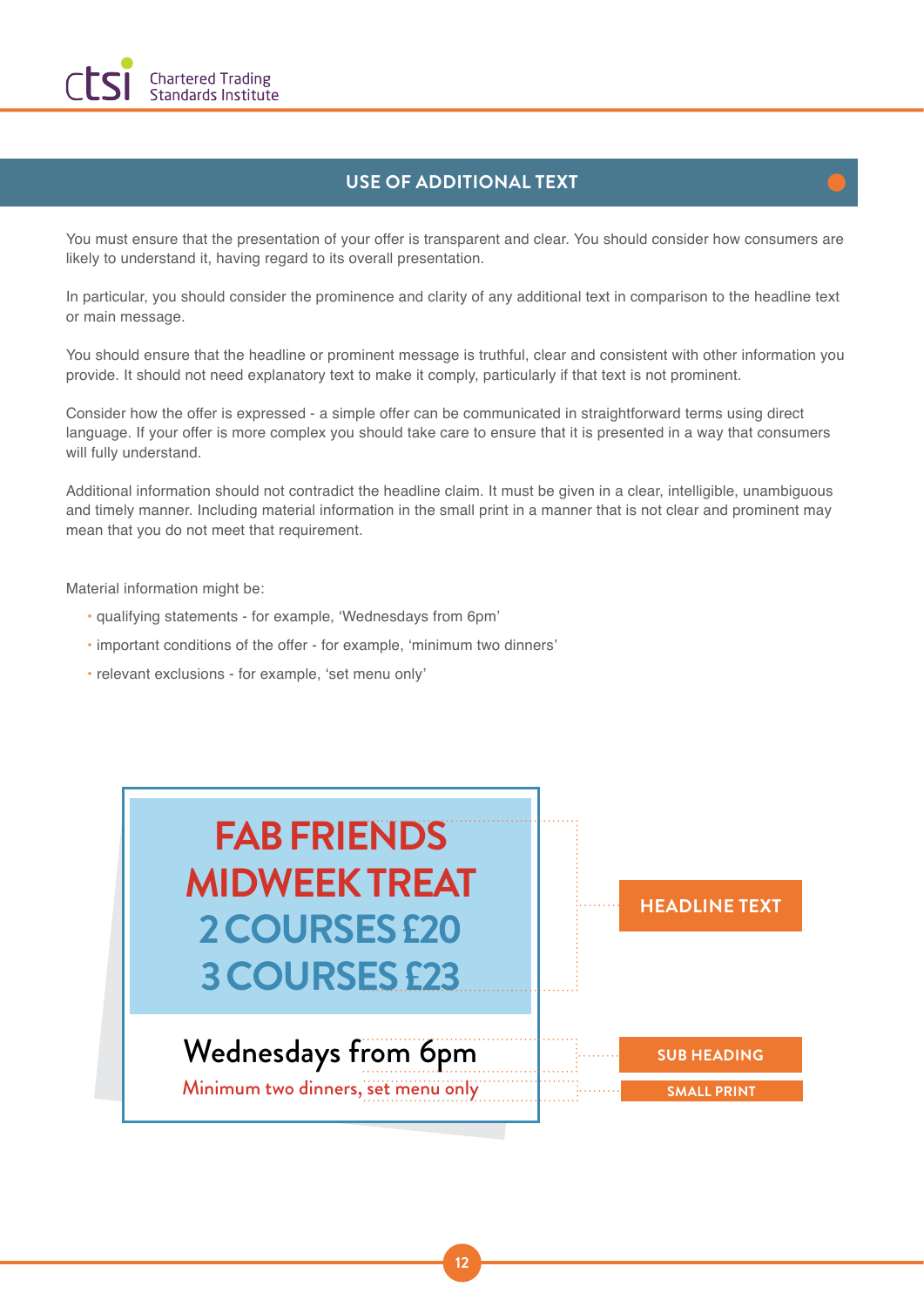## USE OF ADDITIONAL TEXT

You must ensure that the presentation of your offer is transparent and clear. You should consider how consumers are likely to understand it, having regard to its overall presentation.

In particular, you should consider the prominence and clarity of any additional text in comparison to the headline text or main message.

You should ensure that the headline or prominent message is truthful, clear and consistent with other information you provide. It should not need explanatory text to make it comply, particularly if that text is not prominent.

Consider how the offer is expressed - a simple offer can be communicated in straightforward terms using direct language. If your offer is more complex you should take care to ensure that it is presented in a way that consumers will fully understand.

Additional information should not contradict the headline claim. It must be given in a clear, intelligible, unambiguous and timely manner. Including material information in the small print in a manner that is not clear and prominent may mean that you do not meet that requirement.

Material information might be:

- qualifying statements - for example, 'Wednesdays from 6pm'
- important conditions of the offer - for example, 'minimum two dinners'
- relevant exclusions - for example, 'set menu only'

FAB FRIENDS
MIDWEEK TREAT
2 COURSES £20
3 COURSES £23

HEADLINE TEXT

Wednesdays from 6pm

SUB HEADING

Minimum two dinners, set menu only

SMALL PRINT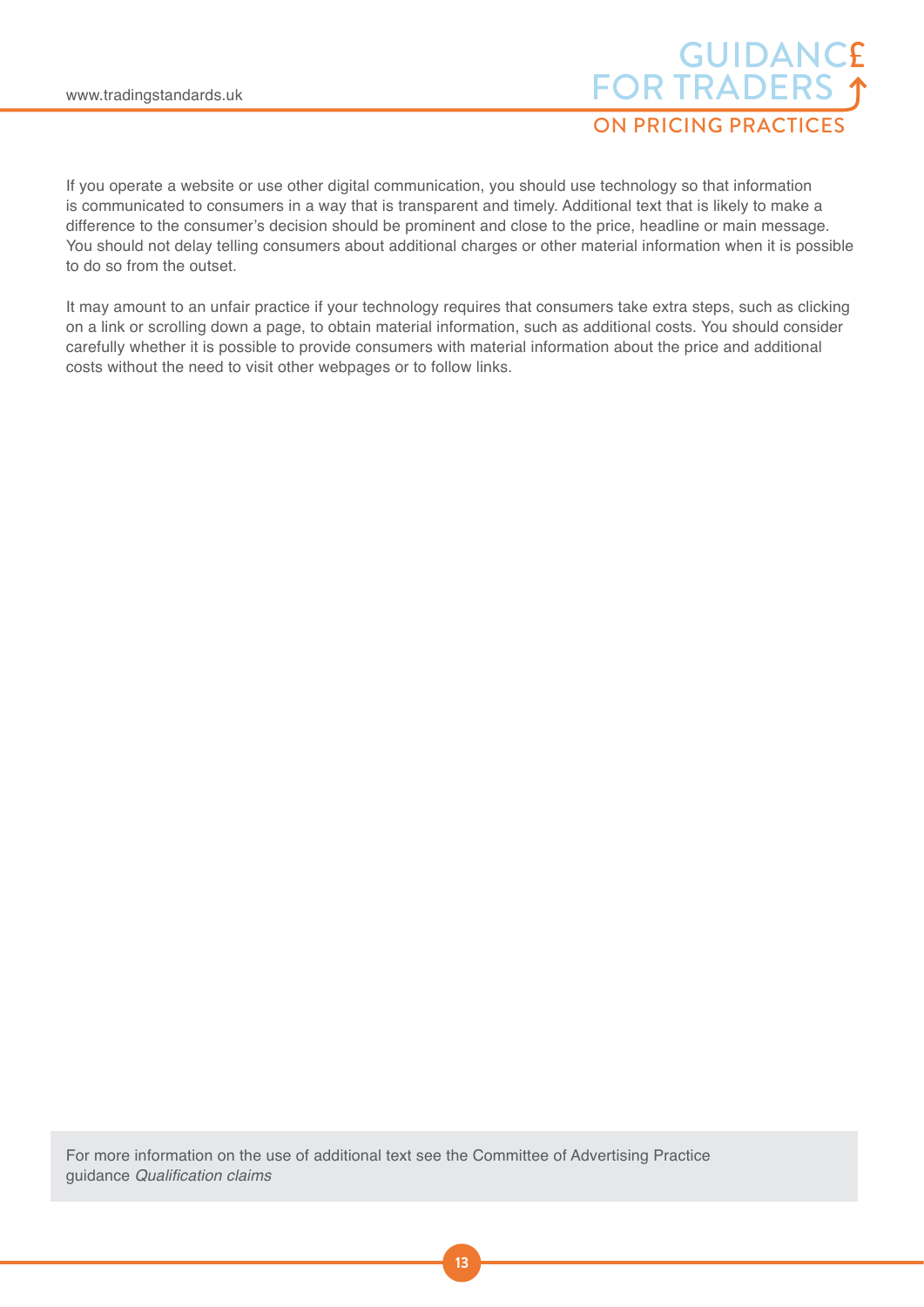If you operate a website or use other digital communication, you should use technology so that information is communicated to consumers in a way that is transparent and timely. Additional text that is likely to make a difference to the consumer's decision should be prominent and close to the price, headline or main message. You should not delay telling consumers about additional charges or other material information when it is possible to do so from the outset.

It may amount to an unfair practice if your technology requires that consumers take extra steps, such as clicking on a link or scrolling down a page, to obtain material information, such as additional costs. You should consider carefully whether it is possible to provide consumers with material information about the price and additional costs without the need to visit other webpages or to follow links.

For more information on the use of additional text see the Committee of Advertising Practice guidance *Qualification claims*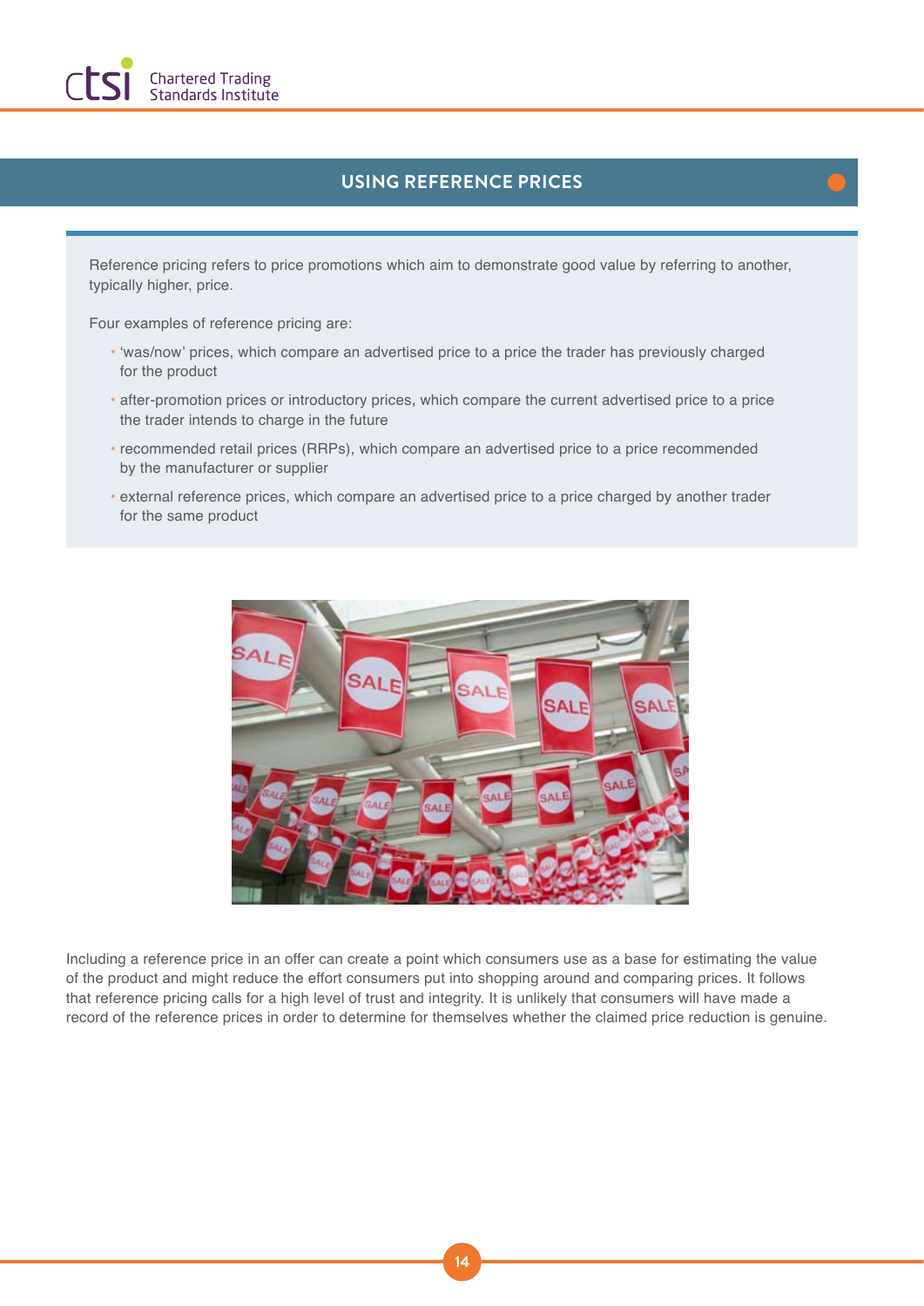## USING REFERENCE PRICES

Reference pricing refers to price promotions which aim to demonstrate good value by referring to another, typically higher, price.

Four examples of reference pricing are:

- 'was/now' prices, which compare an advertised price to a price the trader has previously charged for the product
- after-promotion prices or introductory prices, which compare the current advertised price to a price the trader intends to charge in the future
- recommended retail prices (RRPs), which compare an advertised price to a price recommended by the manufacturer or supplier
- external reference prices, which compare an advertised price to a price charged by another trader for the same product

Including a reference price in an offer can create a point which consumers use as a base for estimating the value of the product and might reduce the effort consumers put into shopping around and comparing prices. It follows that reference pricing calls for a high level of trust and integrity. It is unlikely that consumers will have made a record of the reference prices in order to determine for themselves whether the claimed price reduction is genuine.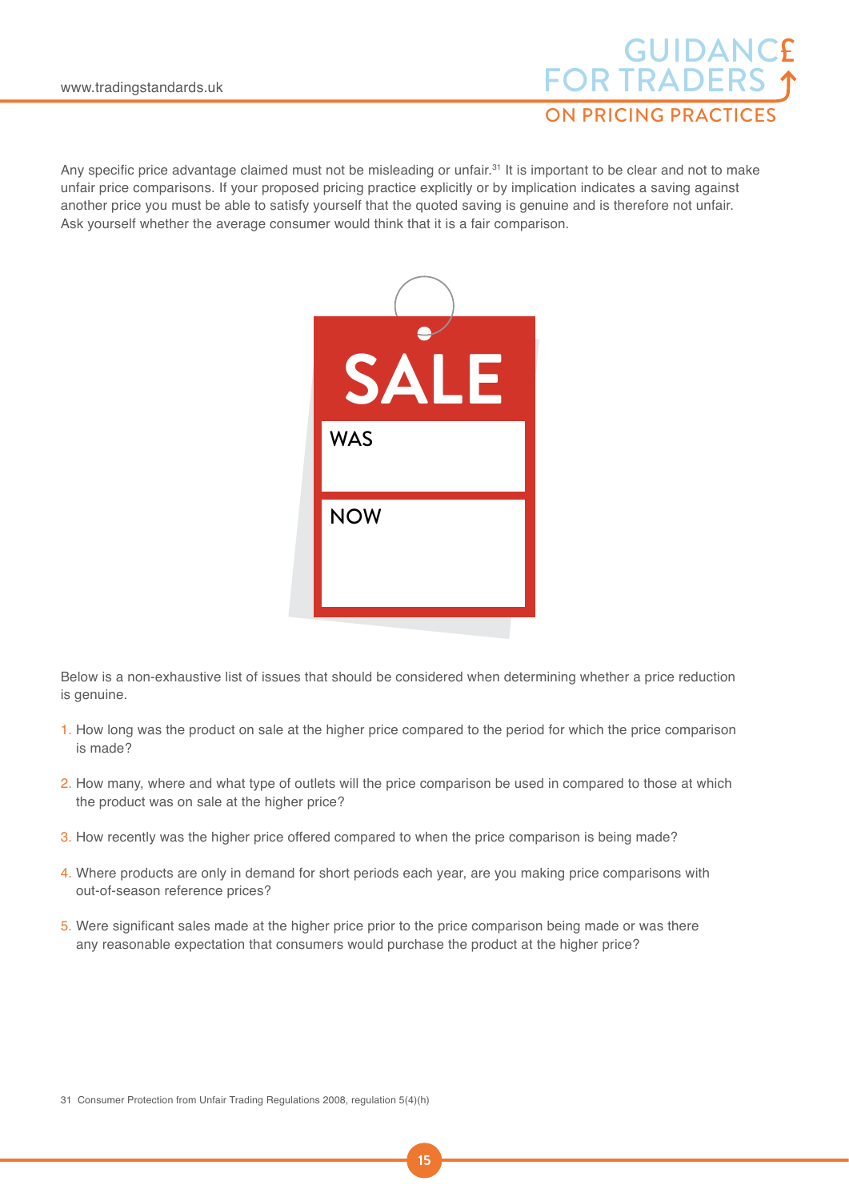Any specific price advantage claimed must not be misleading or unfair.[31] It is important to be clear and not to make unfair price comparisons. If your proposed pricing practice explicitly or by implication indicates a saving against another price you must be able to satisfy yourself that the quoted saving is genuine and is therefore not unfair. Ask yourself whether the average consumer would think that it is a fair comparison.

Below is a non-exhaustive list of issues that should be considered when determining whether a price reduction is genuine.

1. How long was the product on sale at the higher price compared to the period for which the price comparison is made?

2. How many, where and what type of outlets will the price comparison be used in compared to those at which the product was on sale at the higher price?

3. How recently was the higher price offered compared to when the price comparison is being made?

4. Where products are only in demand for short periods each year, are you making price comparisons with out-of-season reference prices?

5. Were significant sales made at the higher price prior to the price comparison being made or was there any reasonable expectation that consumers would purchase the product at the higher price?

31 Consumer Protection from Unfair Trading Regulations 2008, regulation 5(4)(h)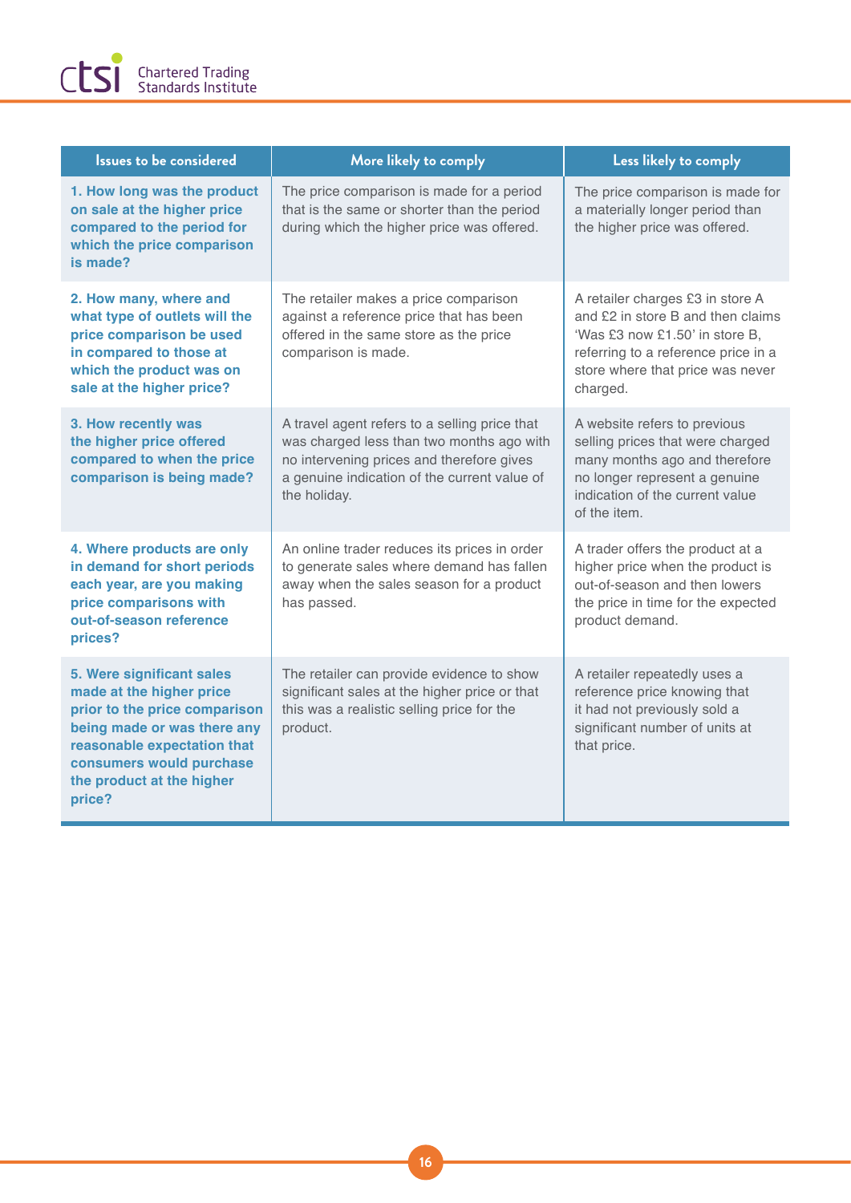| Issues to be considered | More likely to comply | Less likely to comply |
|---|---|---|
| **1. How long was the product on sale at the higher price compared to the period for which the price comparison is made?** | The price comparison is made for a period that is the same or shorter than the period during which the higher price was offered. | The price comparison is made for a materially longer period than the higher price was offered. |
| **2. How many, where and what type of outlets will the price comparison be used in compared to those at which the product was on sale at the higher price?** | The retailer makes a price comparison against a reference price that has been offered in the same store as the price comparison is made. | A retailer charges £3 in store A and £2 in store B and then claims 'Was £3 now £1.50' in store B, referring to a reference price in a store where that price was never charged. |
| **3. How recently was the higher price offered compared to when the price comparison is being made?** | A travel agent refers to a selling price that was charged less than two months ago with no intervening prices and therefore gives a genuine indication of the current value of the holiday. | A website refers to previous selling prices that were charged many months ago and therefore no longer represent a genuine indication of the current value of the item. |
| **4. Where products are only in demand for short periods each year, are you making price comparisons with out-of-season reference prices?** | An online trader reduces its prices in order to generate sales where demand has fallen away when the sales season for a product has passed. | A trader offers the product at a higher price when the product is out-of-season and then lowers the price in time for the expected product demand. |
| **5. Were significant sales made at the higher price prior to the price comparison being made or was there any reasonable expectation that consumers would purchase the product at the higher price?** | The retailer can provide evidence to show significant sales at the higher price or that this was a realistic selling price for the product. | A retailer repeatedly uses a reference price knowing that it had not previously sold a significant number of units at that price. |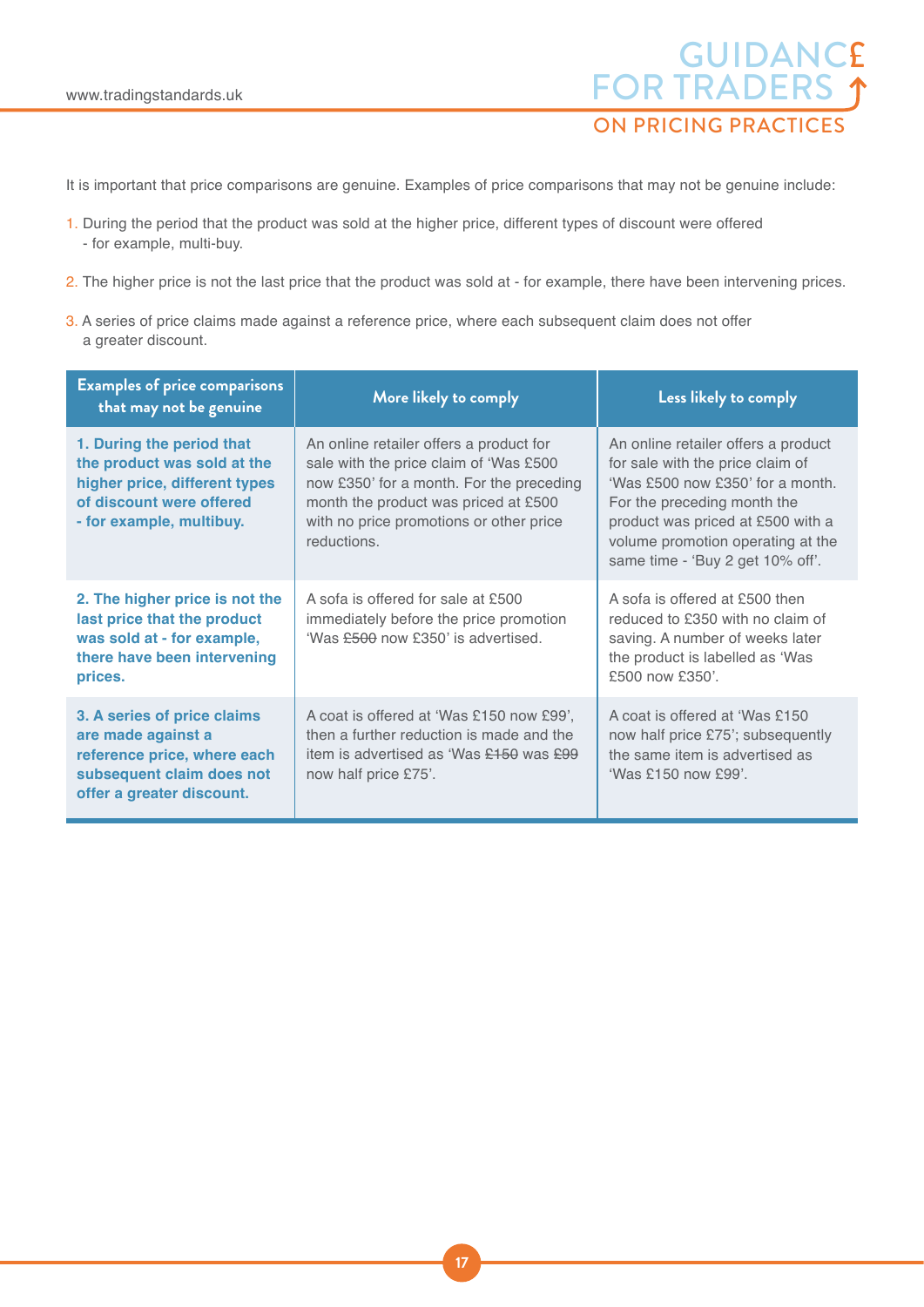It is important that price comparisons are genuine. Examples of price comparisons that may not be genuine include:

1. During the period that the product was sold at the higher price, different types of discount were offered - for example, multi-buy.
2. The higher price is not the last price that the product was sold at - for example, there have been intervening prices.
3. A series of price claims made against a reference price, where each subsequent claim does not offer a greater discount.

| Examples of price comparisons that may not be genuine | More likely to comply | Less likely to comply |
|---|---|---|
| **1. During the period that the product was sold at the higher price, different types of discount were offered - for example, multibuy.** | An online retailer offers a product for sale with the price claim of 'Was £500 now £350' for a month. For the preceding month the product was priced at £500 with no price promotions or other price reductions. | An online retailer offers a product for sale with the price claim of 'Was £500 now £350' for a month. For the preceding month the product was priced at £500 with a volume promotion operating at the same time - 'Buy 2 get 10% off'. |
| **2. The higher price is not the last price that the product was sold at - for example, there have been intervening prices.** | A sofa is offered for sale at £500 immediately before the price promotion 'Was ~~£500~~ now £350' is advertised. | A sofa is offered at £500 then reduced to £350 with no claim of saving. A number of weeks later the product is labelled as 'Was £500 now £350'. |
| **3. A series of price claims are made against a reference price, where each subsequent claim does not offer a greater discount.** | A coat is offered at 'Was £150 now £99', then a further reduction is made and the item is advertised as 'Was ~~£150~~ was ~~£99~~ now half price £75'. | A coat is offered at 'Was £150 now half price £75'; subsequently the same item is advertised as 'Was £150 now £99'. |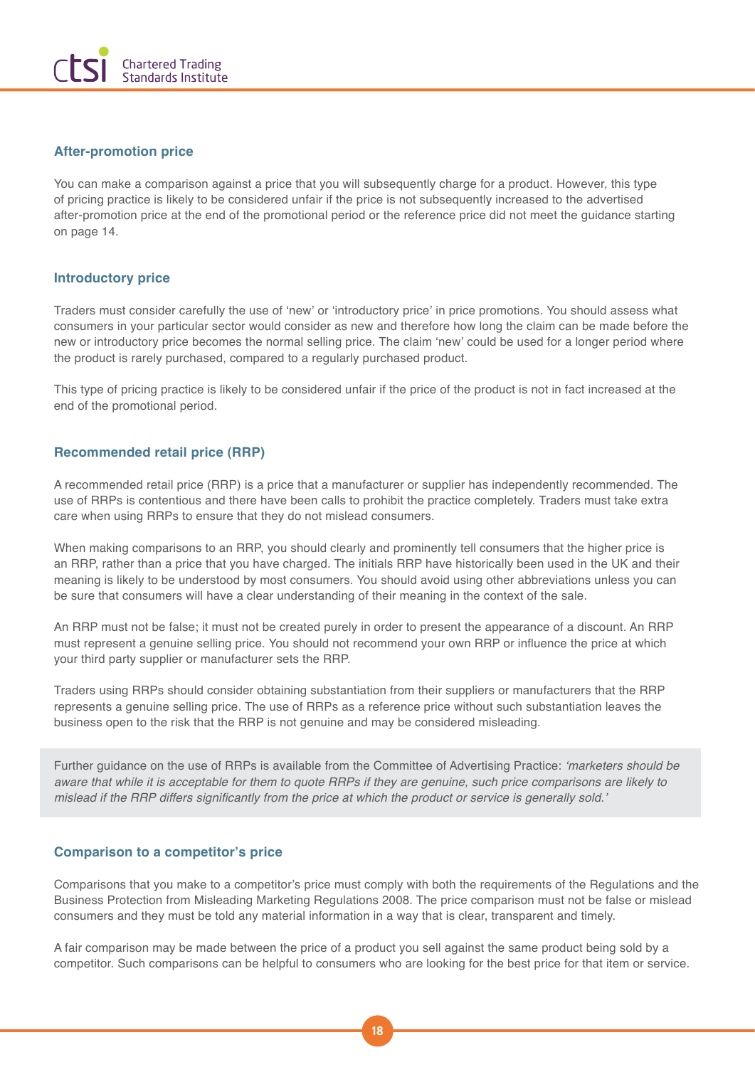### After-promotion price

You can make a comparison against a price that you will subsequently charge for a product. However, this type of pricing practice is likely to be considered unfair if the price is not subsequently increased to the advertised after-promotion price at the end of the promotional period or the reference price did not meet the guidance starting on page 14.

### Introductory price

Traders must consider carefully the use of 'new' or 'introductory price' in price promotions. You should assess what consumers in your particular sector would consider as new and therefore how long the claim can be made before the new or introductory price becomes the normal selling price. The claim 'new' could be used for a longer period where the product is rarely purchased, compared to a regularly purchased product.

This type of pricing practice is likely to be considered unfair if the price of the product is not in fact increased at the end of the promotional period.

### Recommended retail price (RRP)

A recommended retail price (RRP) is a price that a manufacturer or supplier has independently recommended. The use of RRPs is contentious and there have been calls to prohibit the practice completely. Traders must take extra care when using RRPs to ensure that they do not mislead consumers.

When making comparisons to an RRP, you should clearly and prominently tell consumers that the higher price is an RRP, rather than a price that you have charged. The initials RRP have historically been used in the UK and their meaning is likely to be understood by most consumers. You should avoid using other abbreviations unless you can be sure that consumers will have a clear understanding of their meaning in the context of the sale.

An RRP must not be false; it must not be created purely in order to present the appearance of a discount. An RRP must represent a genuine selling price. You should not recommend your own RRP or influence the price at which your third party supplier or manufacturer sets the RRP.

Traders using RRPs should consider obtaining substantiation from their suppliers or manufacturers that the RRP represents a genuine selling price. The use of RRPs as a reference price without such substantiation leaves the business open to the risk that the RRP is not genuine and may be considered misleading.

> Further guidance on the use of RRPs is available from the Committee of Advertising Practice: *'marketers should be aware that while it is acceptable for them to quote RRPs if they are genuine, such price comparisons are likely to mislead if the RRP differs significantly from the price at which the product or service is generally sold.'*

### Comparison to a competitor's price

Comparisons that you make to a competitor's price must comply with both the requirements of the Regulations and the Business Protection from Misleading Marketing Regulations 2008. The price comparison must not be false or mislead consumers and they must be told any material information in a way that is clear, transparent and timely.

A fair comparison may be made between the price of a product you sell against the same product being sold by a competitor. Such comparisons can be helpful to consumers who are looking for the best price for that item or service.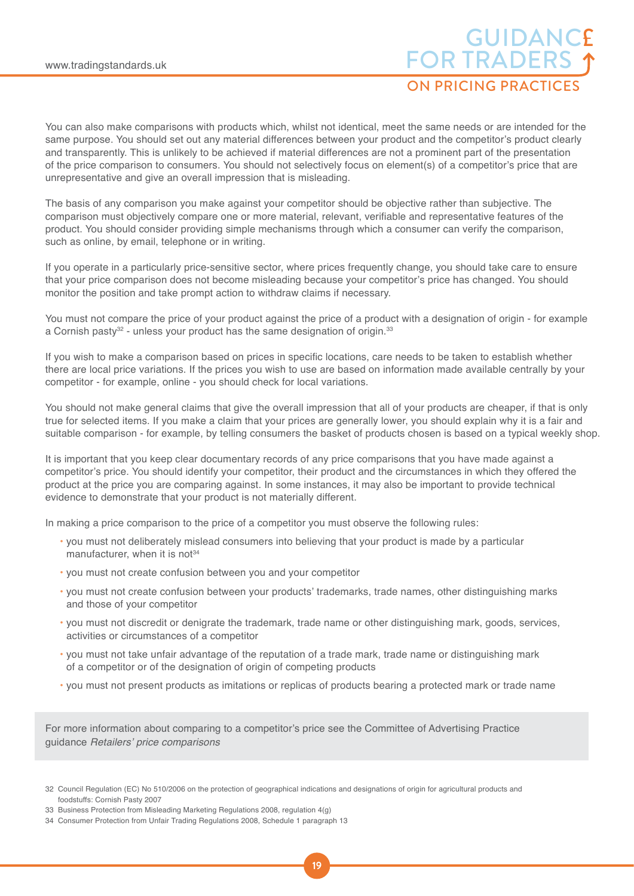You can also make comparisons with products which, whilst not identical, meet the same needs or are intended for the same purpose. You should set out any material differences between your product and the competitor's product clearly and transparently. This is unlikely to be achieved if material differences are not a prominent part of the presentation of the price comparison to consumers. You should not selectively focus on element(s) of a competitor's price that are unrepresentative and give an overall impression that is misleading.

The basis of any comparison you make against your competitor should be objective rather than subjective. The comparison must objectively compare one or more material, relevant, verifiable and representative features of the product. You should consider providing simple mechanisms through which a consumer can verify the comparison, such as online, by email, telephone or in writing.

If you operate in a particularly price-sensitive sector, where prices frequently change, you should take care to ensure that your price comparison does not become misleading because your competitor's price has changed. You should monitor the position and take prompt action to withdraw claims if necessary.

You must not compare the price of your product against the price of a product with a designation of origin - for example a Cornish pasty[32] - unless your product has the same designation of origin.[33]

If you wish to make a comparison based on prices in specific locations, care needs to be taken to establish whether there are local price variations. If the prices you wish to use are based on information made available centrally by your competitor - for example, online - you should check for local variations.

You should not make general claims that give the overall impression that all of your products are cheaper, if that is only true for selected items. If you make a claim that your prices are generally lower, you should explain why it is a fair and suitable comparison - for example, by telling consumers the basket of products chosen is based on a typical weekly shop.

It is important that you keep clear documentary records of any price comparisons that you have made against a competitor's price. You should identify your competitor, their product and the circumstances in which they offered the product at the price you are comparing against. In some instances, it may also be important to provide technical evidence to demonstrate that your product is not materially different.

In making a price comparison to the price of a competitor you must observe the following rules:

- you must not deliberately mislead consumers into believing that your product is made by a particular manufacturer, when it is not[34]
- you must not create confusion between you and your competitor
- you must not create confusion between your products' trademarks, trade names, other distinguishing marks and those of your competitor
- you must not discredit or denigrate the trademark, trade name or other distinguishing mark, goods, services, activities or circumstances of a competitor
- you must not take unfair advantage of the reputation of a trade mark, trade name or distinguishing mark of a competitor or of the designation of origin of competing products
- you must not present products as imitations or replicas of products bearing a protected mark or trade name

For more information about comparing to a competitor's price see the Committee of Advertising Practice guidance *Retailers' price comparisons*

32 Council Regulation (EC) No 510/2006 on the protection of geographical indications and designations of origin for agricultural products and foodstuffs: Cornish Pasty 2007

33 Business Protection from Misleading Marketing Regulations 2008, regulation 4(g)

34 Consumer Protection from Unfair Trading Regulations 2008, Schedule 1 paragraph 13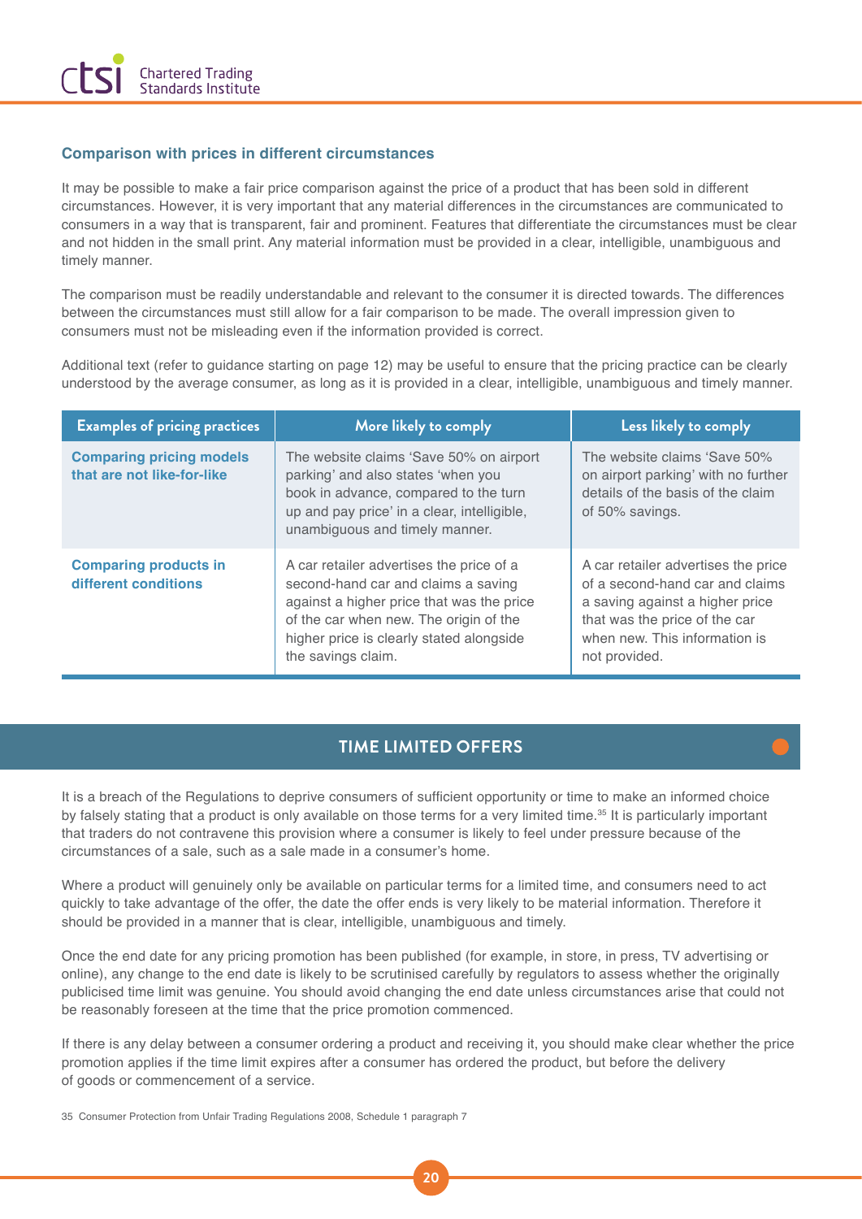### Comparison with prices in different circumstances

It may be possible to make a fair price comparison against the price of a product that has been sold in different circumstances. However, it is very important that any material differences in the circumstances are communicated to consumers in a way that is transparent, fair and prominent. Features that differentiate the circumstances must be clear and not hidden in the small print. Any material information must be provided in a clear, intelligible, unambiguous and timely manner.

The comparison must be readily understandable and relevant to the consumer it is directed towards. The differences between the circumstances must still allow for a fair comparison to be made. The overall impression given to consumers must not be misleading even if the information provided is correct.

Additional text (refer to guidance starting on page 12) may be useful to ensure that the pricing practice can be clearly understood by the average consumer, as long as it is provided in a clear, intelligible, unambiguous and timely manner.

| Examples of pricing practices | More likely to comply | Less likely to comply |
|---|---|---|
| **Comparing pricing models that are not like-for-like** | The website claims 'Save 50% on airport parking' and also states 'when you book in advance, compared to the turn up and pay price' in a clear, intelligible, unambiguous and timely manner. | The website claims 'Save 50% on airport parking' with no further details of the basis of the claim of 50% savings. |
| **Comparing products in different conditions** | A car retailer advertises the price of a second-hand car and claims a saving against a higher price that was the price of the car when new. The origin of the higher price is clearly stated alongside the savings claim. | A car retailer advertises the price of a second-hand car and claims a saving against a higher price that was the price of the car when new. This information is not provided. |

## TIME LIMITED OFFERS

It is a breach of the Regulations to deprive consumers of sufficient opportunity or time to make an informed choice by falsely stating that a product is only available on those terms for a very limited time.[35] It is particularly important that traders do not contravene this provision where a consumer is likely to feel under pressure because of the circumstances of a sale, such as a sale made in a consumer's home.

Where a product will genuinely only be available on particular terms for a limited time, and consumers need to act quickly to take advantage of the offer, the date the offer ends is very likely to be material information. Therefore it should be provided in a manner that is clear, intelligible, unambiguous and timely.

Once the end date for any pricing promotion has been published (for example, in store, in press, TV advertising or online), any change to the end date is likely to be scrutinised carefully by regulators to assess whether the originally publicised time limit was genuine. You should avoid changing the end date unless circumstances arise that could not be reasonably foreseen at the time that the price promotion commenced.

If there is any delay between a consumer ordering a product and receiving it, you should make clear whether the price promotion applies if the time limit expires after a consumer has ordered the product, but before the delivery of goods or commencement of a service.

35 Consumer Protection from Unfair Trading Regulations 2008, Schedule 1 paragraph 7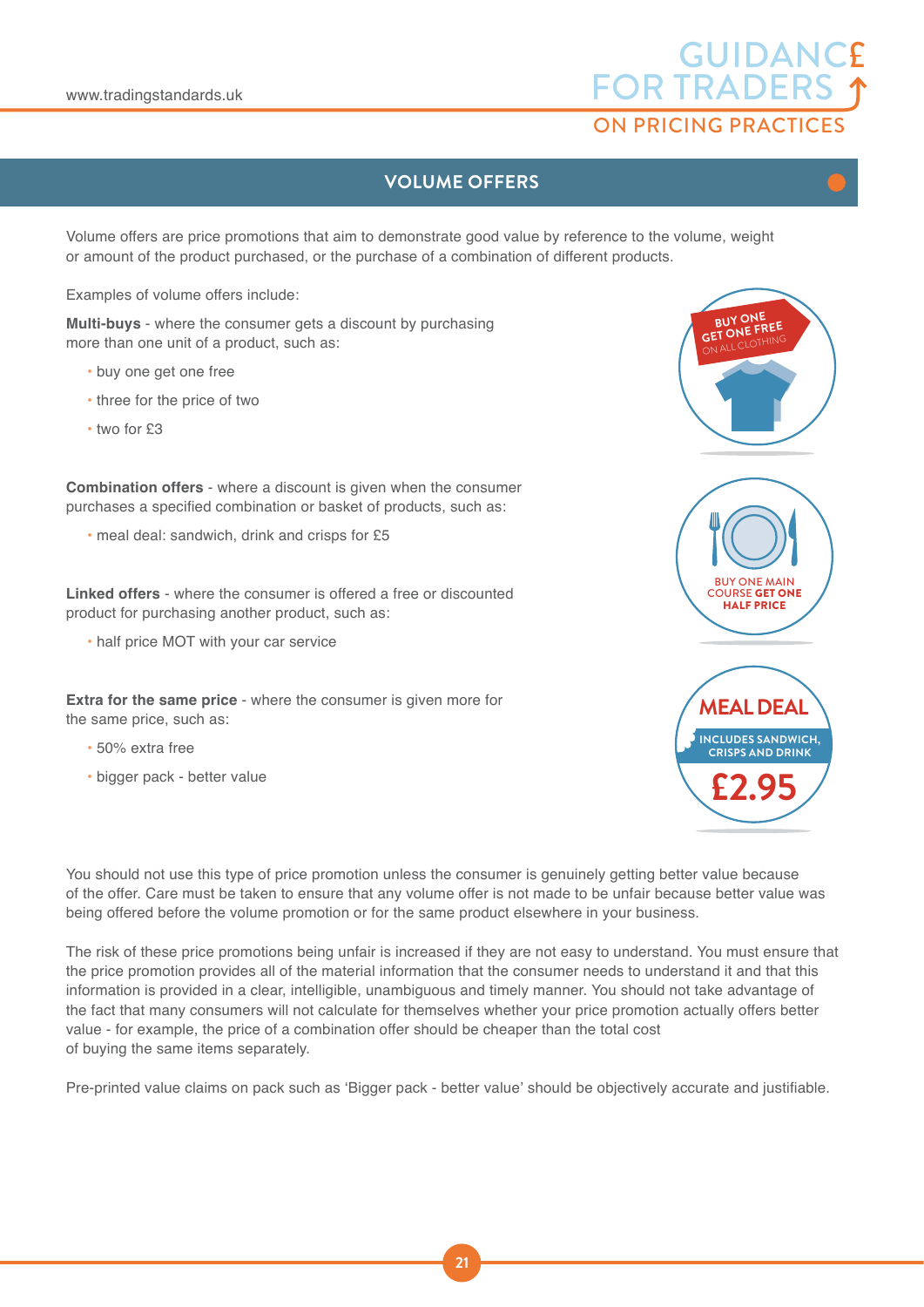## VOLUME OFFERS

Volume offers are price promotions that aim to demonstrate good value by reference to the volume, weight or amount of the product purchased, or the purchase of a combination of different products.

Examples of volume offers include:

**Multi-buys** - where the consumer gets a discount by purchasing more than one unit of a product, such as:

- buy one get one free
- three for the price of two
- two for £3

**Combination offers** - where a discount is given when the consumer purchases a specified combination or basket of products, such as:

- meal deal: sandwich, drink and crisps for £5

**Linked offers** - where the consumer is offered a free or discounted product for purchasing another product, such as:

- half price MOT with your car service

**Extra for the same price** - where the consumer is given more for the same price, such as:

- 50% extra free
- bigger pack - better value

You should not use this type of price promotion unless the consumer is genuinely getting better value because of the offer. Care must be taken to ensure that any volume offer is not made to be unfair because better value was being offered before the volume promotion or for the same product elsewhere in your business.

The risk of these price promotions being unfair is increased if they are not easy to understand. You must ensure that the price promotion provides all of the material information that the consumer needs to understand it and that this information is provided in a clear, intelligible, unambiguous and timely manner. You should not take advantage of the fact that many consumers will not calculate for themselves whether your price promotion actually offers better value - for example, the price of a combination offer should be cheaper than the total cost of buying the same items separately.

Pre-printed value claims on pack such as 'Bigger pack - better value' should be objectively accurate and justifiable.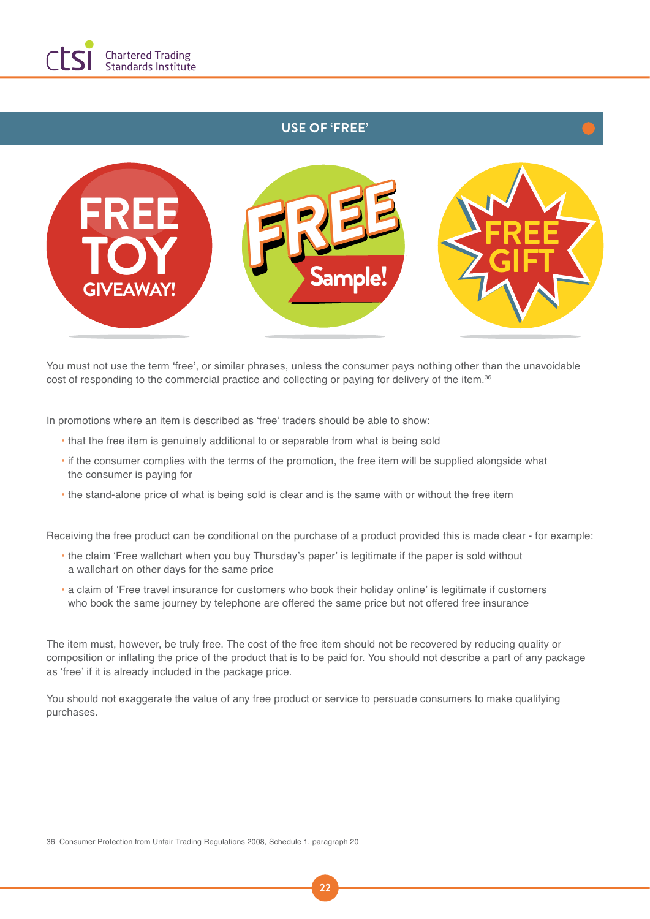## USE OF 'FREE'

You must not use the term 'free', or similar phrases, unless the consumer pays nothing other than the unavoidable cost of responding to the commercial practice and collecting or paying for delivery of the item.[36]

In promotions where an item is described as 'free' traders should be able to show:

- that the free item is genuinely additional to or separable from what is being sold
- if the consumer complies with the terms of the promotion, the free item will be supplied alongside what the consumer is paying for
- the stand-alone price of what is being sold is clear and is the same with or without the free item

Receiving the free product can be conditional on the purchase of a product provided this is made clear - for example:

- the claim 'Free wallchart when you buy Thursday's paper' is legitimate if the paper is sold without a wallchart on other days for the same price
- a claim of 'Free travel insurance for customers who book their holiday online' is legitimate if customers who book the same journey by telephone are offered the same price but not offered free insurance

The item must, however, be truly free. The cost of the free item should not be recovered by reducing quality or composition or inflating the price of the product that is to be paid for. You should not describe a part of any package as 'free' if it is already included in the package price.

You should not exaggerate the value of any free product or service to persuade consumers to make qualifying purchases.

36 Consumer Protection from Unfair Trading Regulations 2008, Schedule 1, paragraph 20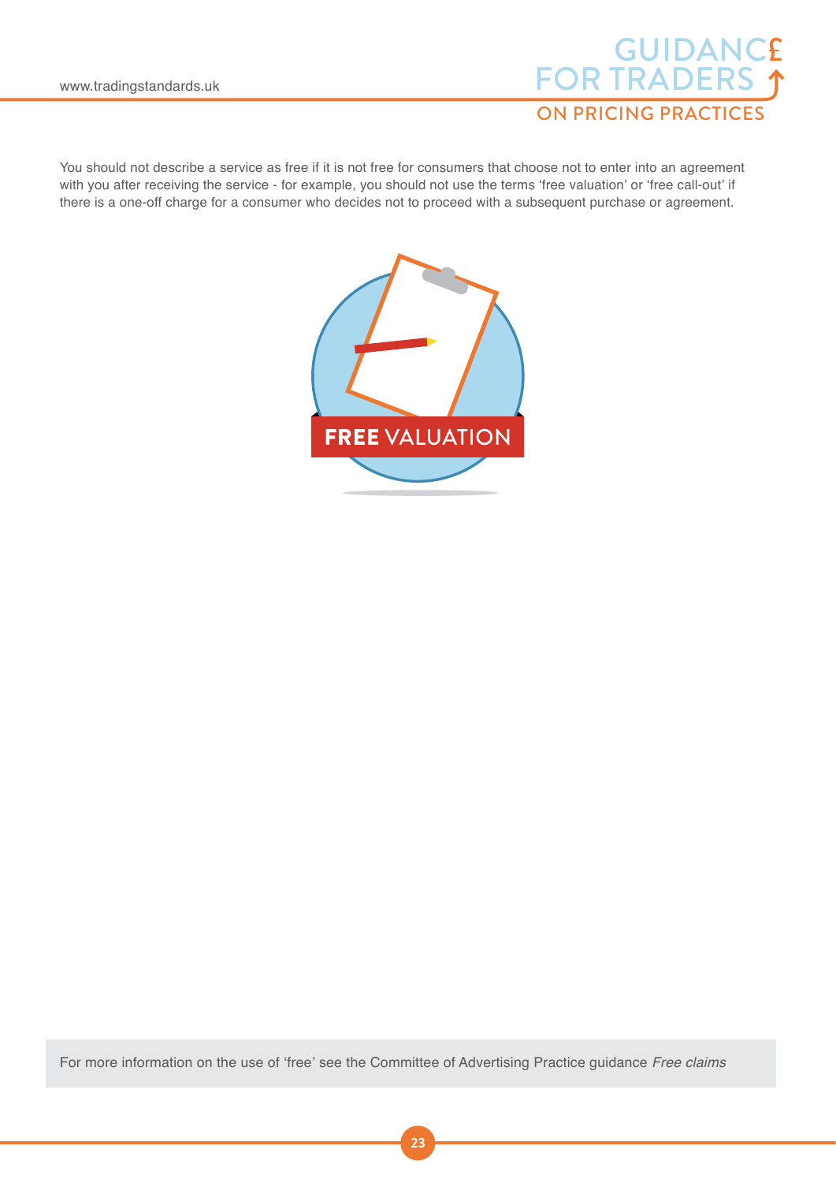You should not describe a service as free if it is not free for consumers that choose not to enter into an agreement with you after receiving the service - for example, you should not use the terms 'free valuation' or 'free call-out' if there is a one-off charge for a consumer who decides not to proceed with a subsequent purchase or agreement.

For more information on the use of 'free' see the Committee of Advertising Practice guidance *Free claims*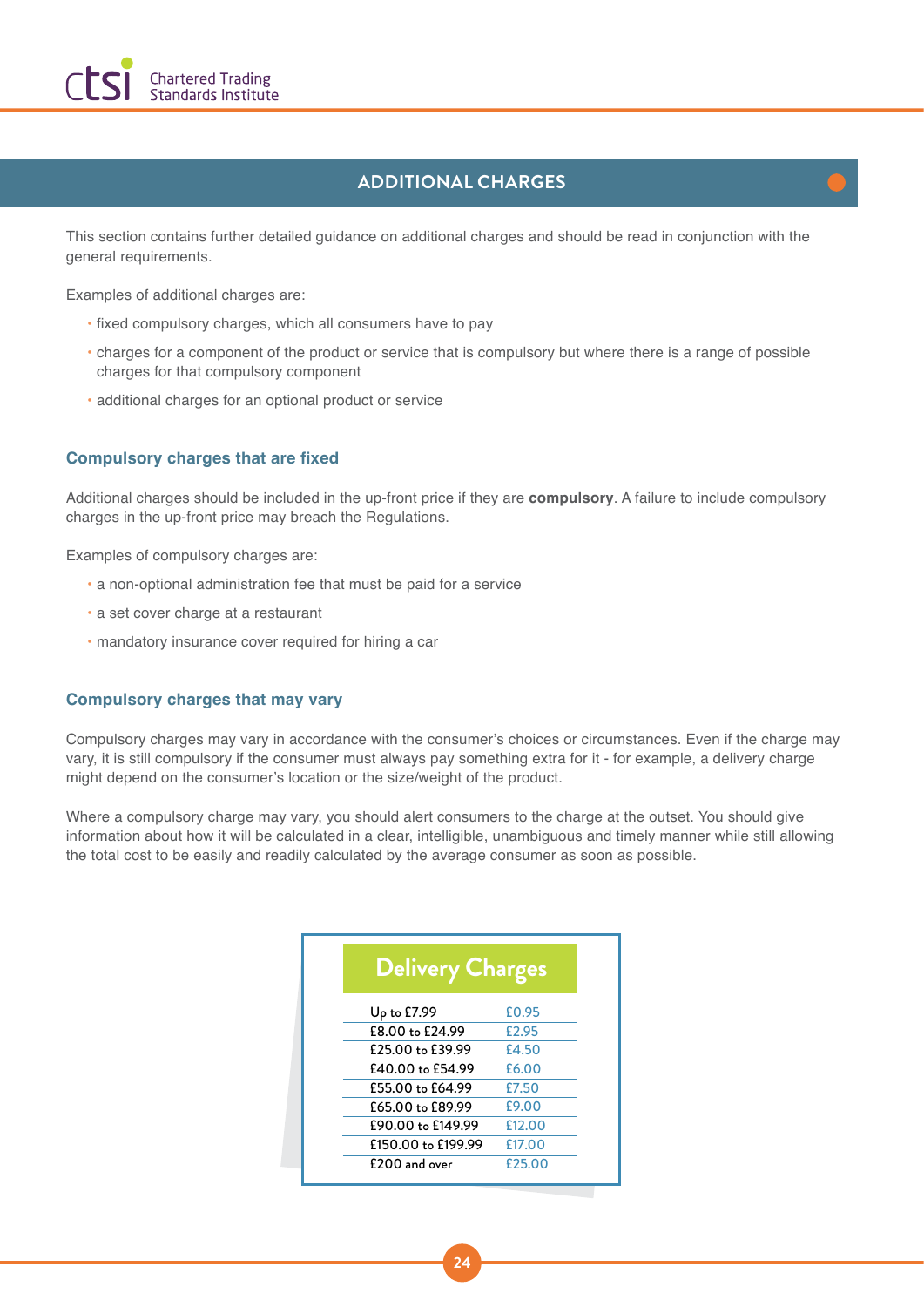## ADDITIONAL CHARGES

This section contains further detailed guidance on additional charges and should be read in conjunction with the general requirements.

Examples of additional charges are:

- fixed compulsory charges, which all consumers have to pay
- charges for a component of the product or service that is compulsory but where there is a range of possible charges for that compulsory component
- additional charges for an optional product or service

### Compulsory charges that are fixed

Additional charges should be included in the up-front price if they are **compulsory**. A failure to include compulsory charges in the up-front price may breach the Regulations.

Examples of compulsory charges are:

- a non-optional administration fee that must be paid for a service
- a set cover charge at a restaurant
- mandatory insurance cover required for hiring a car

### Compulsory charges that may vary

Compulsory charges may vary in accordance with the consumer's choices or circumstances. Even if the charge may vary, it is still compulsory if the consumer must always pay something extra for it - for example, a delivery charge might depend on the consumer's location or the size/weight of the product.

Where a compulsory charge may vary, you should alert consumers to the charge at the outset. You should give information about how it will be calculated in a clear, intelligible, unambiguous and timely manner while still allowing the total cost to be easily and readily calculated by the average consumer as soon as possible.

**Delivery Charges**

| | |
|---|---|
| Up to £7.99 | £0.95 |
| £8.00 to £24.99 | £2.95 |
| £25.00 to £39.99 | £4.50 |
| £40.00 to £54.99 | £6.00 |
| £55.00 to £64.99 | £7.50 |
| £65.00 to £89.99 | £9.00 |
| £90.00 to £149.99 | £12.00 |
| £150.00 to £199.99 | £17.00 |
| £200 and over | £25.00 |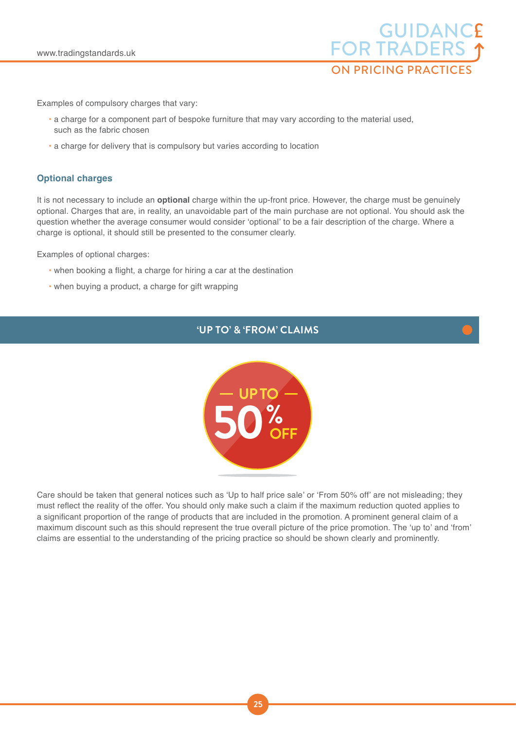Examples of compulsory charges that vary:

- a charge for a component part of bespoke furniture that may vary according to the material used, such as the fabric chosen
- a charge for delivery that is compulsory but varies according to location

### Optional charges

It is not necessary to include an **optional** charge within the up-front price. However, the charge must be genuinely optional. Charges that are, in reality, an unavoidable part of the main purchase are not optional. You should ask the question whether the average consumer would consider 'optional' to be a fair description of the charge. Where a charge is optional, it should still be presented to the consumer clearly.

Examples of optional charges:

- when booking a flight, a charge for hiring a car at the destination
- when buying a product, a charge for gift wrapping

## 'UP TO' & 'FROM' CLAIMS

Care should be taken that general notices such as 'Up to half price sale' or 'From 50% off' are not misleading; they must reflect the reality of the offer. You should only make such a claim if the maximum reduction quoted applies to a significant proportion of the range of products that are included in the promotion. A prominent general claim of a maximum discount such as this should represent the true overall picture of the price promotion. The 'up to' and 'from' claims are essential to the understanding of the pricing practice so should be shown clearly and prominently.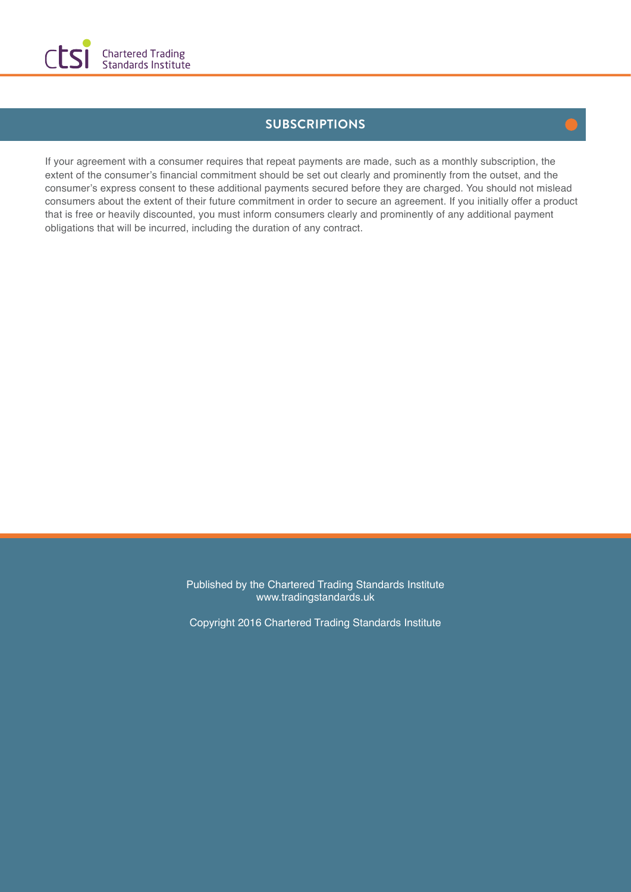## SUBSCRIPTIONS

If your agreement with a consumer requires that repeat payments are made, such as a monthly subscription, the extent of the consumer's financial commitment should be set out clearly and prominently from the outset, and the consumer's express consent to these additional payments secured before they are charged. You should not mislead consumers about the extent of their future commitment in order to secure an agreement. If you initially offer a product that is free or heavily discounted, you must inform consumers clearly and prominently of any additional payment obligations that will be incurred, including the duration of any contract.

Published by the Chartered Trading Standards Institute
www.tradingstandards.uk

Copyright 2016 Chartered Trading Standards Institute